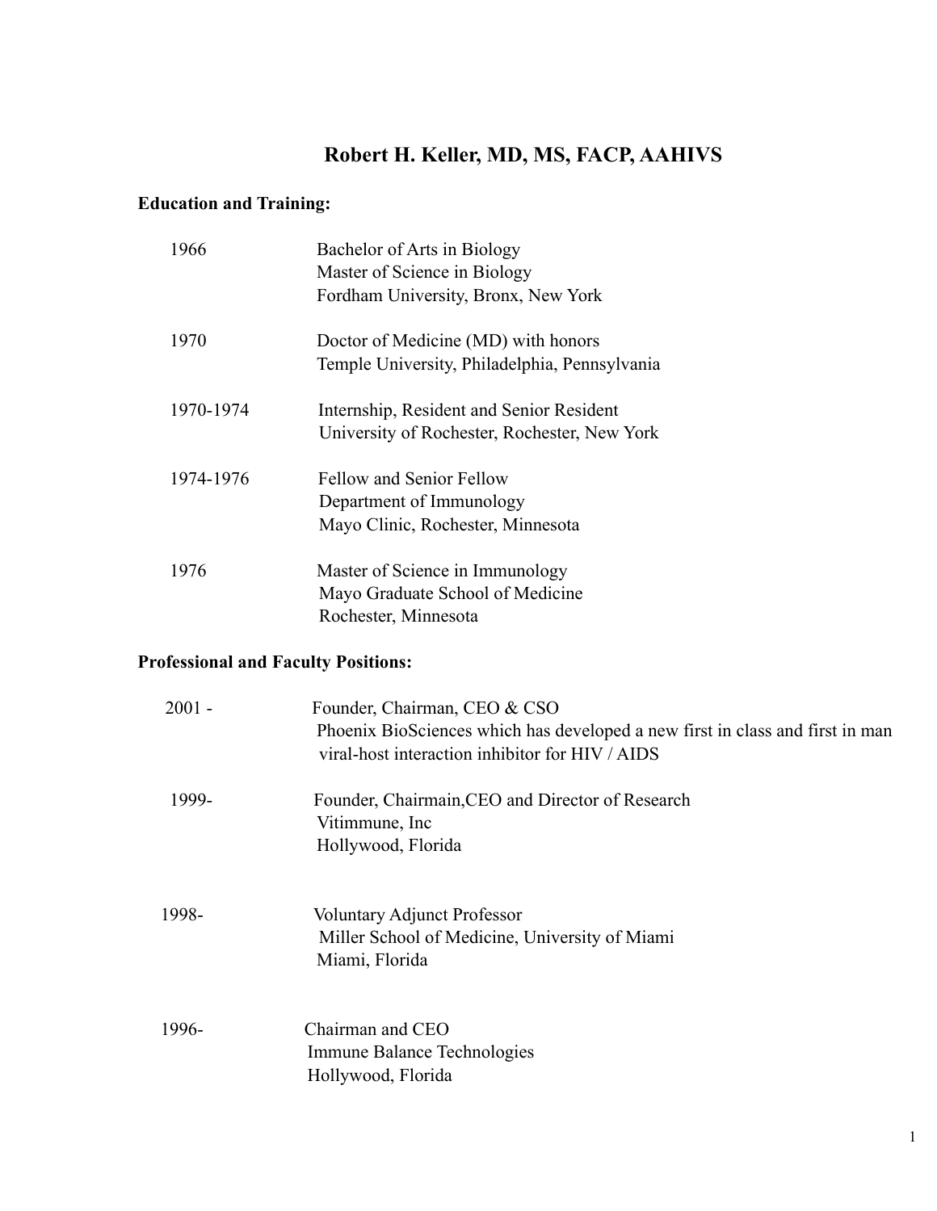# Robert H. Keller, MD, MS, FACP, AAHIVS

## Education and Training:

1966 — Bachelor of Arts in Biology
Master of Science in Biology
Fordham University, Bronx, New York

1970 — Doctor of Medicine (MD) with honors
Temple University, Philadelphia, Pennsylvania

1970-1974 — Internship, Resident and Senior Resident
University of Rochester, Rochester, New York

1974-1976 — Fellow and Senior Fellow
Department of Immunology
Mayo Clinic, Rochester, Minnesota

1976 — Master of Science in Immunology
Mayo Graduate School of Medicine
Rochester, Minnesota

## Professional and Faculty Positions:

2001 - — Founder, Chairman, CEO & CSO
Phoenix BioSciences which has developed a new first in class and first in man viral-host interaction inhibitor for HIV / AIDS

1999- — Founder, Chairmain,CEO and Director of Research
Vitimmune, Inc
Hollywood, Florida

1998- — Voluntary Adjunct Professor
Miller School of Medicine, University of Miami
Miami, Florida

1996- — Chairman and CEO
Immune Balance Technologies
Hollywood, Florida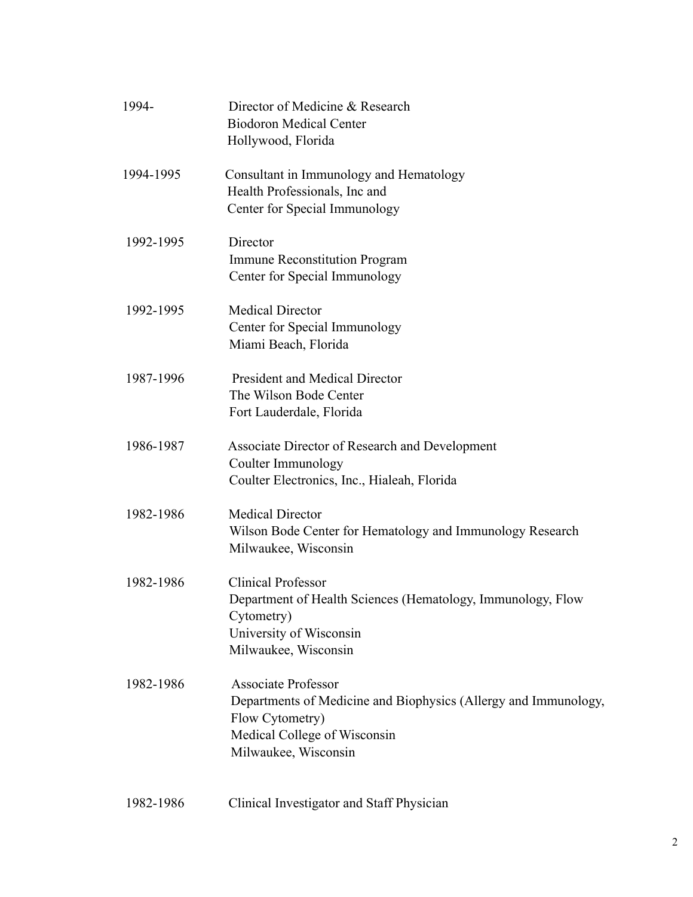1994- Director of Medicine & Research
Biodoron Medical Center
Hollywood, Florida

1994-1995 Consultant in Immunology and Hematology
Health Professionals, Inc and
Center for Special Immunology

1992-1995 Director
Immune Reconstitution Program
Center for Special Immunology

1992-1995 Medical Director
Center for Special Immunology
Miami Beach, Florida

1987-1996 President and Medical Director
The Wilson Bode Center
Fort Lauderdale, Florida

1986-1987 Associate Director of Research and Development
Coulter Immunology
Coulter Electronics, Inc., Hialeah, Florida

1982-1986 Medical Director
Wilson Bode Center for Hematology and Immunology Research
Milwaukee, Wisconsin

1982-1986 Clinical Professor
Department of Health Sciences (Hematology, Immunology, Flow Cytometry)
University of Wisconsin
Milwaukee, Wisconsin

1982-1986 Associate Professor
Departments of Medicine and Biophysics (Allergy and Immunology, Flow Cytometry)
Medical College of Wisconsin
Milwaukee, Wisconsin

1982-1986 Clinical Investigator and Staff Physician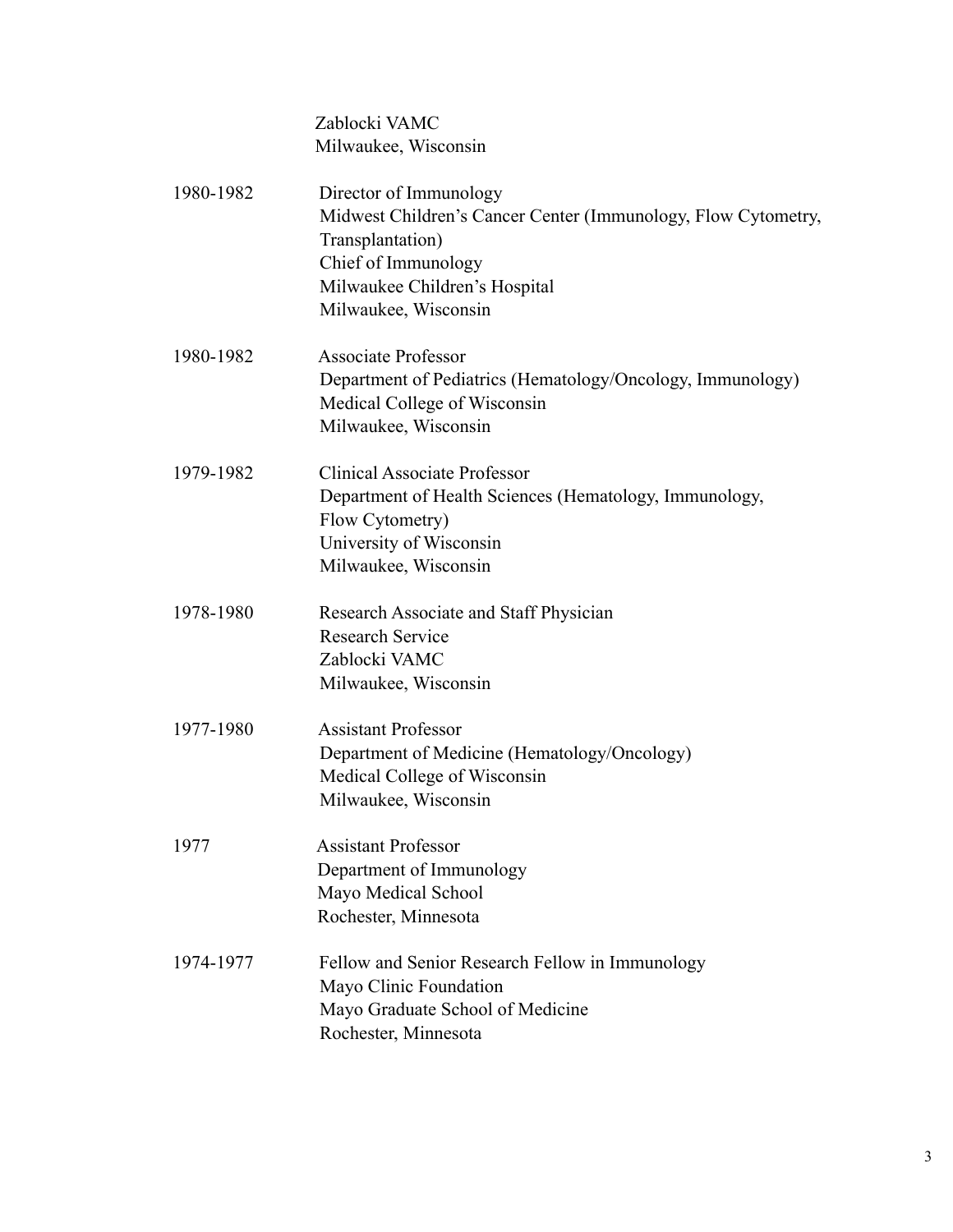Zablocki VAMC
Milwaukee, Wisconsin

1980-1982 Director of Immunology
Midwest Children's Cancer Center (Immunology, Flow Cytometry, Transplantation)
Chief of Immunology
Milwaukee Children's Hospital
Milwaukee, Wisconsin

1980-1982 Associate Professor
Department of Pediatrics (Hematology/Oncology, Immunology)
Medical College of Wisconsin
Milwaukee, Wisconsin

1979-1982 Clinical Associate Professor
Department of Health Sciences (Hematology, Immunology, Flow Cytometry)
University of Wisconsin
Milwaukee, Wisconsin

1978-1980 Research Associate and Staff Physician
Research Service
Zablocki VAMC
Milwaukee, Wisconsin

1977-1980 Assistant Professor
Department of Medicine (Hematology/Oncology)
Medical College of Wisconsin
Milwaukee, Wisconsin

1977 Assistant Professor
Department of Immunology
Mayo Medical School
Rochester, Minnesota

1974-1977 Fellow and Senior Research Fellow in Immunology
Mayo Clinic Foundation
Mayo Graduate School of Medicine
Rochester, Minnesota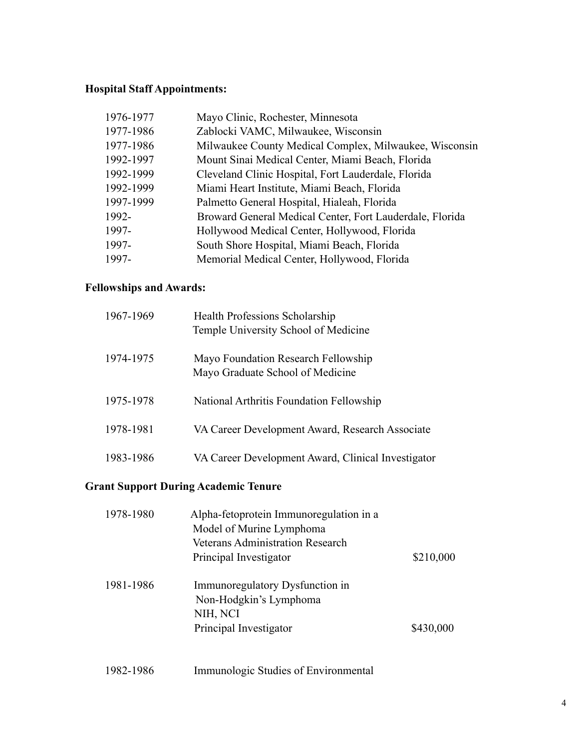**Hospital Staff Appointments:**

| | |
|---|---|
| 1976-1977 | Mayo Clinic, Rochester, Minnesota |
| 1977-1986 | Zablocki VAMC, Milwaukee, Wisconsin |
| 1977-1986 | Milwaukee County Medical Complex, Milwaukee, Wisconsin |
| 1992-1997 | Mount Sinai Medical Center, Miami Beach, Florida |
| 1992-1999 | Cleveland Clinic Hospital, Fort Lauderdale, Florida |
| 1992-1999 | Miami Heart Institute, Miami Beach, Florida |
| 1997-1999 | Palmetto General Hospital, Hialeah, Florida |
| 1992- | Broward General Medical Center, Fort Lauderdale, Florida |
| 1997- | Hollywood Medical Center, Hollywood, Florida |
| 1997- | South Shore Hospital, Miami Beach, Florida |
| 1997- | Memorial Medical Center, Hollywood, Florida |

**Fellowships and Awards:**

| | |
|---|---|
| 1967-1969 | Health Professions Scholarship<br>Temple University School of Medicine |
| 1974-1975 | Mayo Foundation Research Fellowship<br>Mayo Graduate School of Medicine |
| 1975-1978 | National Arthritis Foundation Fellowship |
| 1978-1981 | VA Career Development Award, Research Associate |
| 1983-1986 | VA Career Development Award, Clinical Investigator |

**Grant Support During Academic Tenure**

| | | |
|---|---|---|
| 1978-1980 | Alpha-fetoprotein Immunoregulation in a<br>Model of Murine Lymphoma<br>Veterans Administration Research<br>Principal Investigator | \$210,000 |
| 1981-1986 | Immunoregulatory Dysfunction in<br>Non-Hodgkin's Lymphoma<br>NIH, NCI<br>Principal Investigator | \$430,000 |
| 1982-1986 | Immunologic Studies of Environmental | |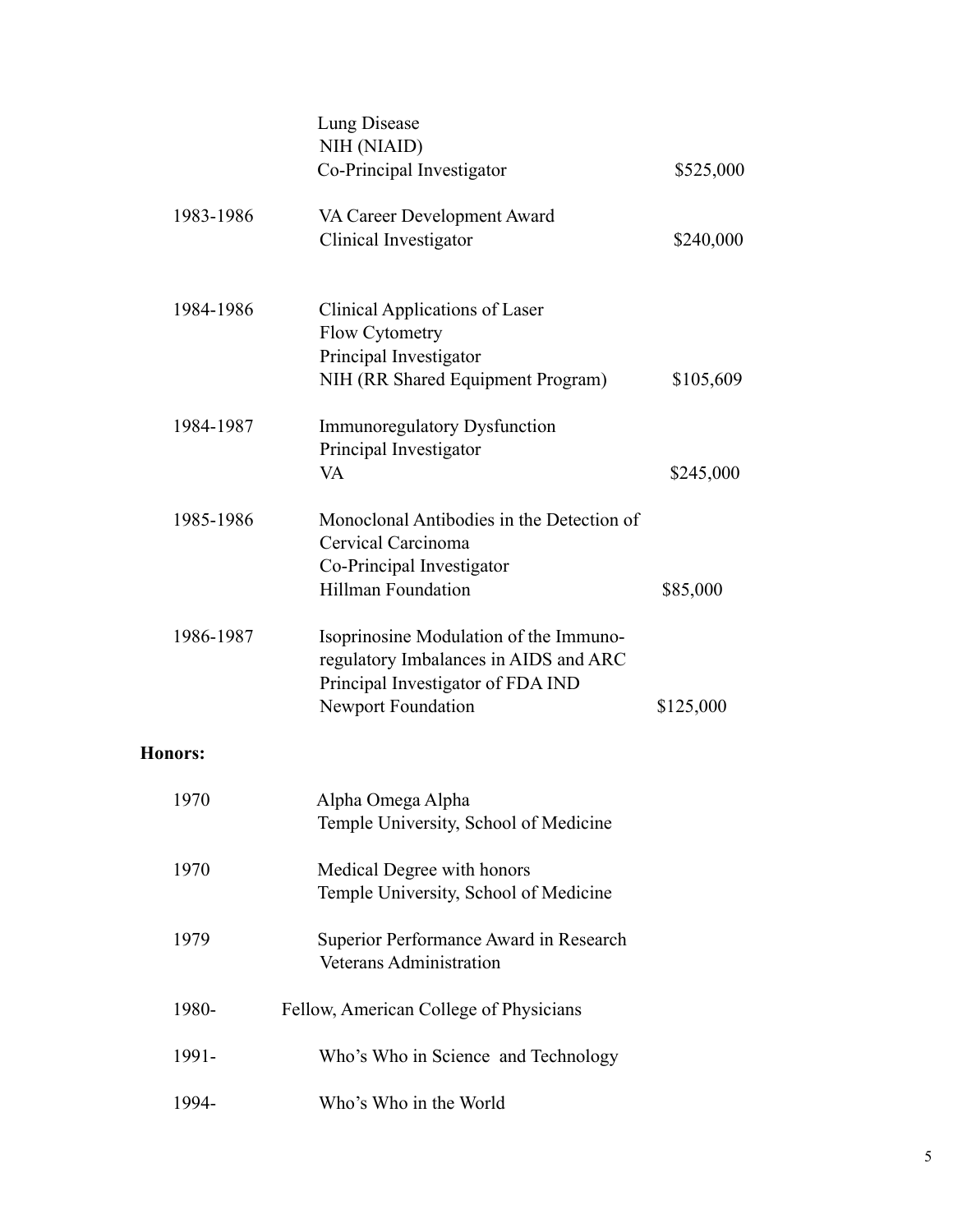| | | |
|---|---|---|
| | Lung Disease<br>NIH (NIAID)<br>Co-Principal Investigator | $525,000 |
| 1983-1986 | VA Career Development Award<br>Clinical Investigator | $240,000 |
| 1984-1986 | Clinical Applications of Laser<br>Flow Cytometry<br>Principal Investigator<br>NIH (RR Shared Equipment Program) | $105,609 |
| 1984-1987 | Immunoregulatory Dysfunction<br>Principal Investigator<br>VA | $245,000 |
| 1985-1986 | Monoclonal Antibodies in the Detection of<br>Cervical Carcinoma<br>Co-Principal Investigator<br>Hillman Foundation | $85,000 |
| 1986-1987 | Isoprinosine Modulation of the Immuno-<br>regulatory Imbalances in AIDS and ARC<br>Principal Investigator of FDA IND<br>Newport Foundation | $125,000 |

**Honors:**

| | |
|---|---|
| 1970 | Alpha Omega Alpha<br>Temple University, School of Medicine |
| 1970 | Medical Degree with honors<br>Temple University, School of Medicine |
| 1979 | Superior Performance Award in Research<br>Veterans Administration |
| 1980- | Fellow, American College of Physicians |
| 1991- | Who's Who in Science and Technology |
| 1994- | Who's Who in the World |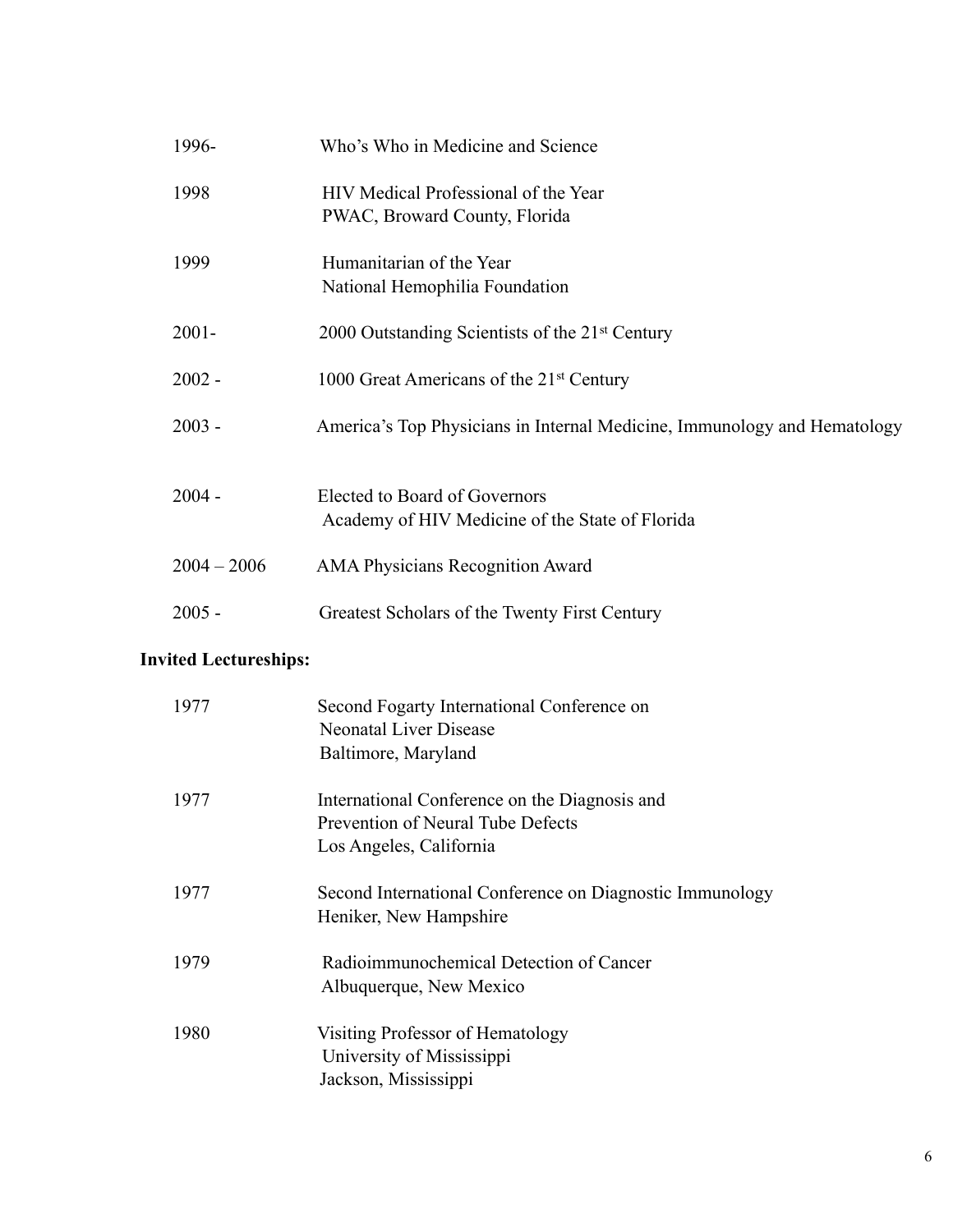| | |
|---|---|
| 1996- | Who's Who in Medicine and Science |
| 1998 | HIV Medical Professional of the Year<br>PWAC, Broward County, Florida |
| 1999 | Humanitarian of the Year<br>National Hemophilia Foundation |
| 2001- | 2000 Outstanding Scientists of the 21st Century |
| 2002 - | 1000 Great Americans of the 21st Century |
| 2003 - | America's Top Physicians in Internal Medicine, Immunology and Hematology |
| 2004 - | Elected to Board of Governors<br>Academy of HIV Medicine of the State of Florida |
| 2004 – 2006 | AMA Physicians Recognition Award |
| 2005 - | Greatest Scholars of the Twenty First Century |

**Invited Lectureships:**

| | |
|---|---|
| 1977 | Second Fogarty International Conference on<br>Neonatal Liver Disease<br>Baltimore, Maryland |
| 1977 | International Conference on the Diagnosis and<br>Prevention of Neural Tube Defects<br>Los Angeles, California |
| 1977 | Second International Conference on Diagnostic Immunology<br>Heniker, New Hampshire |
| 1979 | Radioimmunochemical Detection of Cancer<br>Albuquerque, New Mexico |
| 1980 | Visiting Professor of Hematology<br>University of Mississippi<br>Jackson, Mississippi |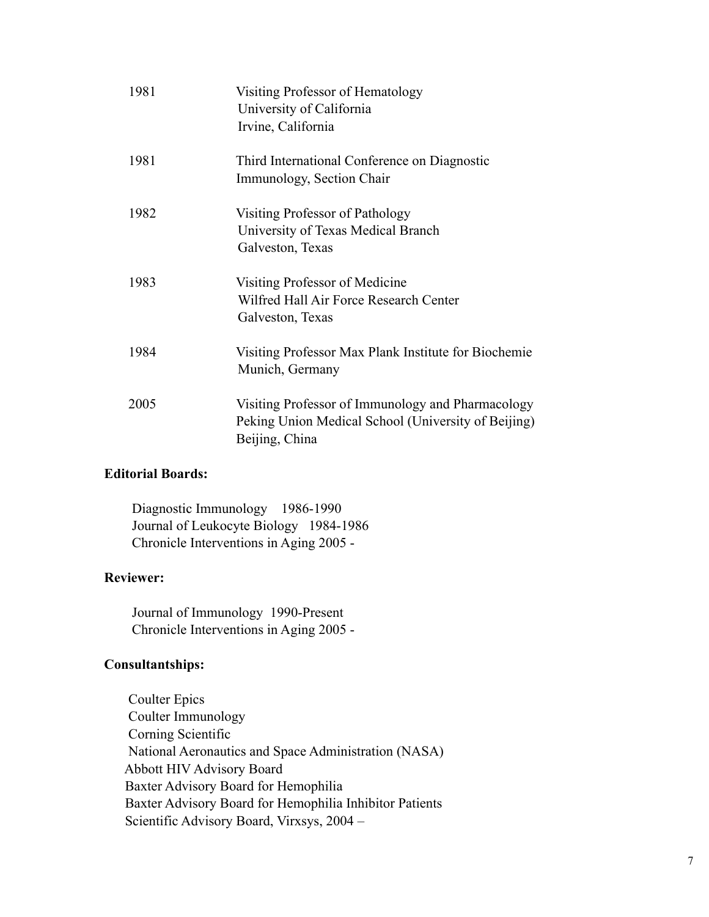| | |
|---|---|
| 1981 | Visiting Professor of Hematology<br>University of California<br>Irvine, California |
| 1981 | Third International Conference on Diagnostic Immunology, Section Chair |
| 1982 | Visiting Professor of Pathology<br>University of Texas Medical Branch<br>Galveston, Texas |
| 1983 | Visiting Professor of Medicine<br>Wilfred Hall Air Force Research Center<br>Galveston, Texas |
| 1984 | Visiting Professor Max Plank Institute for Biochemie<br>Munich, Germany |
| 2005 | Visiting Professor of Immunology and Pharmacology<br>Peking Union Medical School (University of Beijing)<br>Beijing, China |

**Editorial Boards:**

Diagnostic Immunology 1986-1990
Journal of Leukocyte Biology 1984-1986
Chronicle Interventions in Aging 2005 -

**Reviewer:**

Journal of Immunology 1990-Present
Chronicle Interventions in Aging 2005 -

**Consultantships:**

Coulter Epics
Coulter Immunology
Corning Scientific
National Aeronautics and Space Administration (NASA)
Abbott HIV Advisory Board
Baxter Advisory Board for Hemophilia
Baxter Advisory Board for Hemophilia Inhibitor Patients
Scientific Advisory Board, Virxsys, 2004 –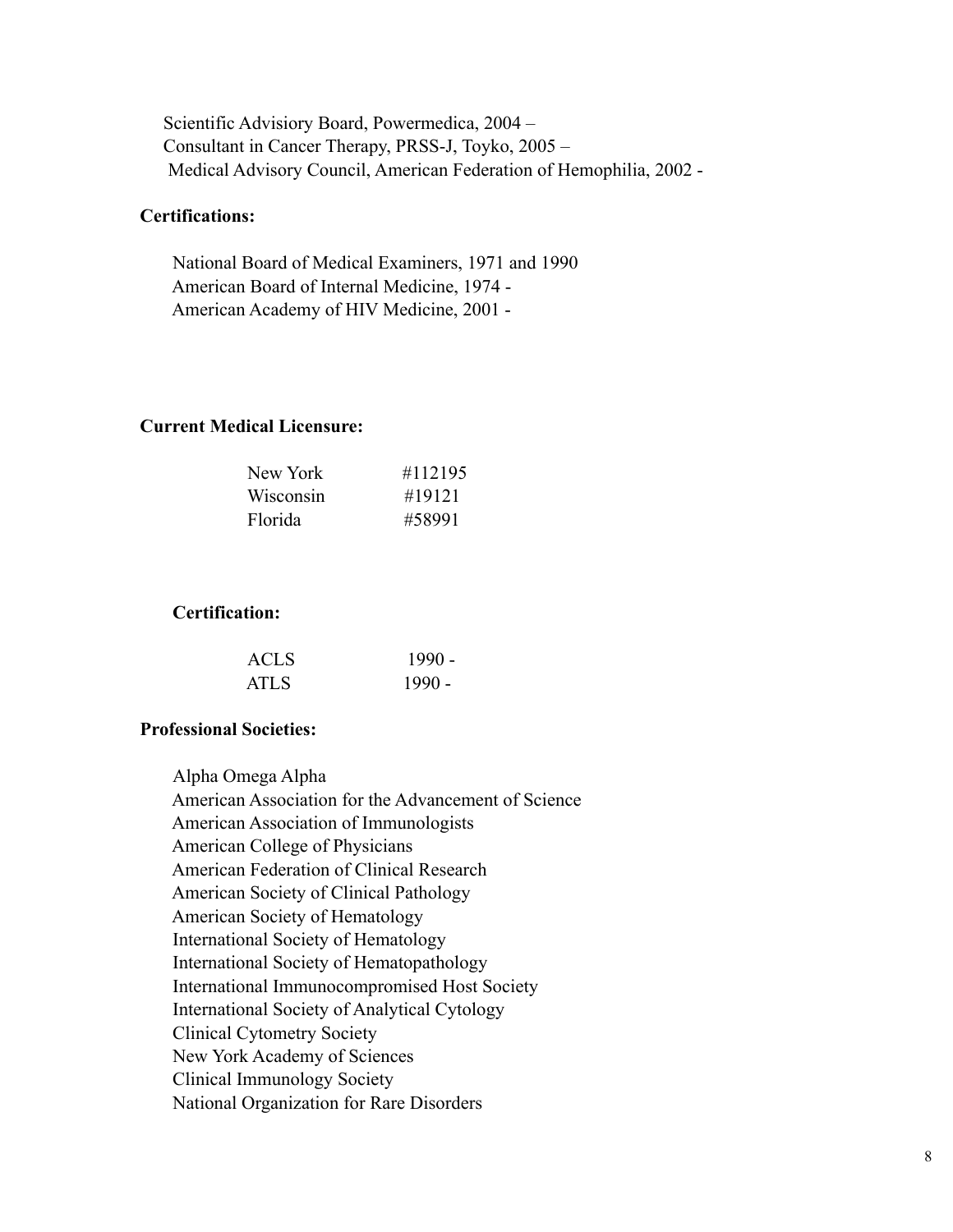Scientific Advisiory Board, Powermedica, 2004 –
Consultant in Cancer Therapy, PRSS-J, Toyko, 2005 –
Medical Advisory Council, American Federation of Hemophilia, 2002 -

**Certifications:**

National Board of Medical Examiners, 1971 and 1990
American Board of Internal Medicine, 1974 -
American Academy of HIV Medicine, 2001 -

**Current Medical Licensure:**

| | |
|---|---|
| New York | #112195 |
| Wisconsin | #19121 |
| Florida | #58991 |

**Certification:**

| | |
|---|---|
| ACLS | 1990 - |
| ATLS | 1990 - |

**Professional Societies:**

Alpha Omega Alpha
American Association for the Advancement of Science
American Association of Immunologists
American College of Physicians
American Federation of Clinical Research
American Society of Clinical Pathology
American Society of Hematology
International Society of Hematology
International Society of Hematopathology
International Immunocompromised Host Society
International Society of Analytical Cytology
Clinical Cytometry Society
New York Academy of Sciences
Clinical Immunology Society
National Organization for Rare Disorders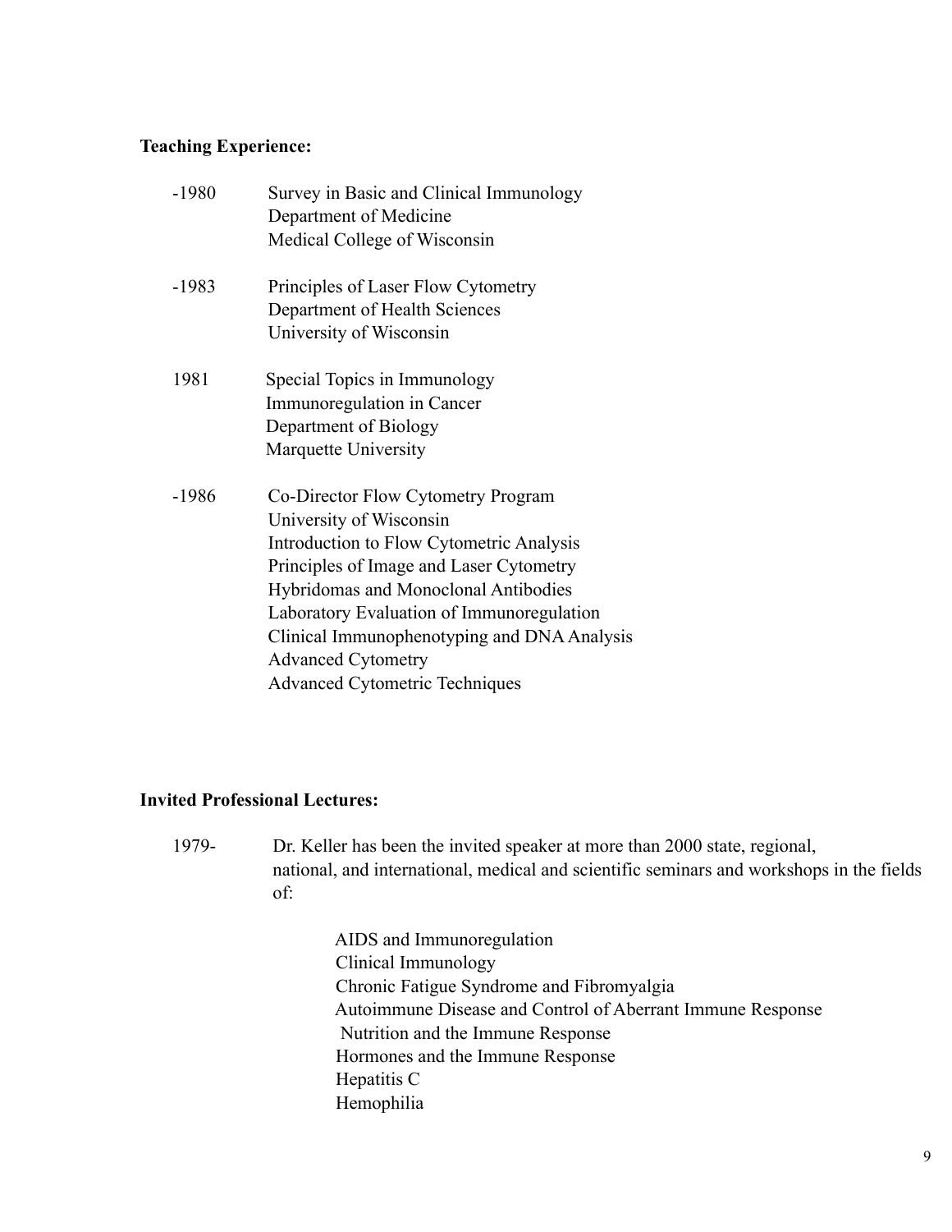**Teaching Experience:**

-1980 Survey in Basic and Clinical Immunology
Department of Medicine
Medical College of Wisconsin

-1983 Principles of Laser Flow Cytometry
Department of Health Sciences
University of Wisconsin

1981 Special Topics in Immunology
Immunoregulation in Cancer
Department of Biology
Marquette University

-1986 Co-Director Flow Cytometry Program
University of Wisconsin
Introduction to Flow Cytometric Analysis
Principles of Image and Laser Cytometry
Hybridomas and Monoclonal Antibodies
Laboratory Evaluation of Immunoregulation
Clinical Immunophenotyping and DNA Analysis
Advanced Cytometry
Advanced Cytometric Techniques

**Invited Professional Lectures:**

1979- Dr. Keller has been the invited speaker at more than 2000 state, regional, national, and international, medical and scientific seminars and workshops in the fields of:

- AIDS and Immunoregulation
- Clinical Immunology
- Chronic Fatigue Syndrome and Fibromyalgia
- Autoimmune Disease and Control of Aberrant Immune Response
- Nutrition and the Immune Response
- Hormones and the Immune Response
- Hepatitis C
- Hemophilia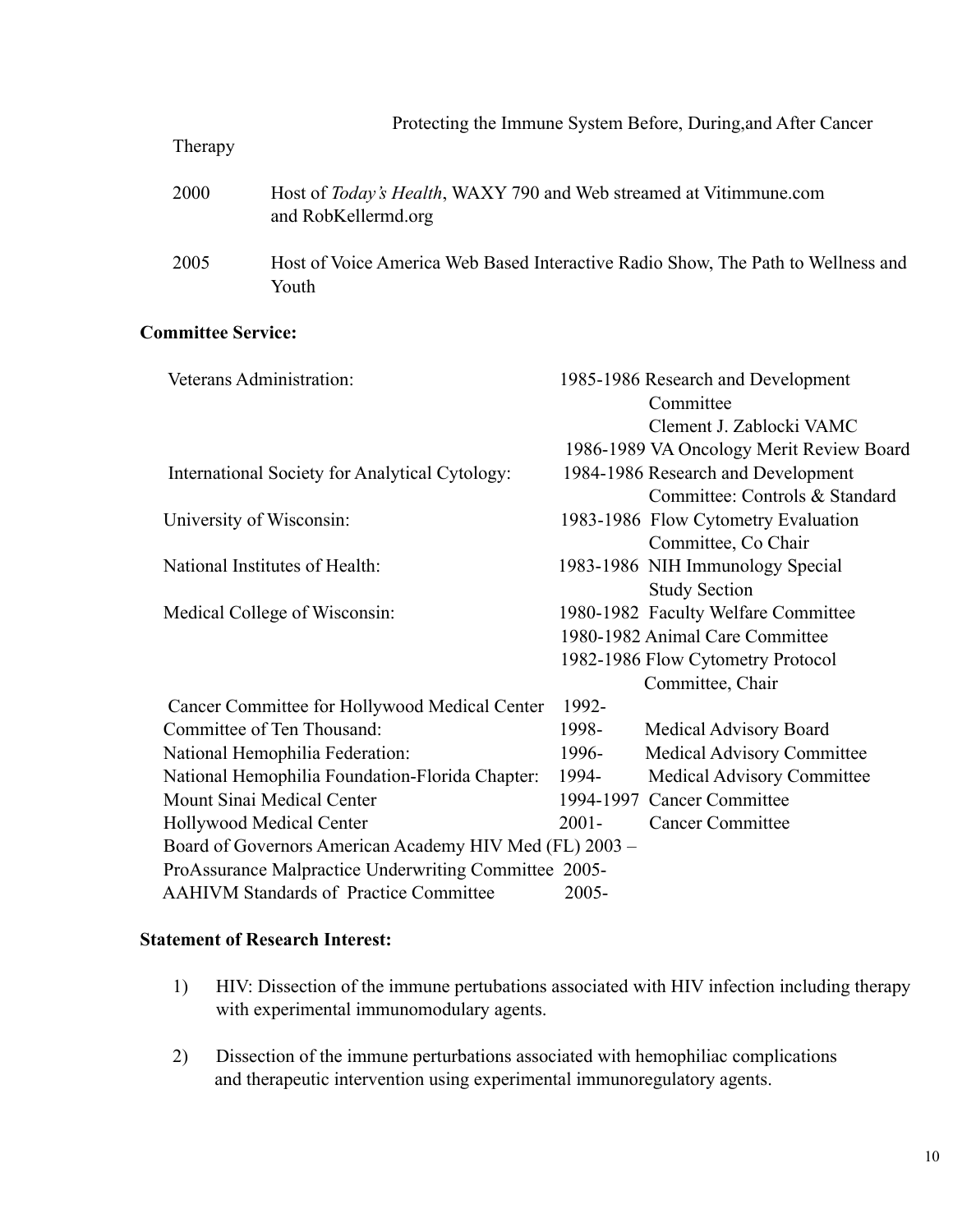Protecting the Immune System Before, During,and After Cancer Therapy

2000 Host of *Today's Health*, WAXY 790 and Web streamed at Vitimmune.com and RobKellermd.org

2005 Host of Voice America Web Based Interactive Radio Show, The Path to Wellness and Youth

**Committee Service:**

| | |
|---|---|
| Veterans Administration: | 1985-1986 Research and Development Committee Clement J. Zablocki VAMC |
| | 1986-1989 VA Oncology Merit Review Board |
| International Society for Analytical Cytology: | 1984-1986 Research and Development Committee: Controls & Standard |
| University of Wisconsin: | 1983-1986 Flow Cytometry Evaluation Committee, Co Chair |
| National Institutes of Health: | 1983-1986 NIH Immunology Special Study Section |
| Medical College of Wisconsin: | 1980-1982 Faculty Welfare Committee |
| | 1980-1982 Animal Care Committee |
| | 1982-1986 Flow Cytometry Protocol Committee, Chair |
| Cancer Committee for Hollywood Medical Center | 1992- |
| Committee of Ten Thousand: | 1998- Medical Advisory Board |
| National Hemophilia Federation: | 1996- Medical Advisory Committee |
| National Hemophilia Foundation-Florida Chapter: | 1994- Medical Advisory Committee |
| Mount Sinai Medical Center | 1994-1997 Cancer Committee |
| Hollywood Medical Center | 2001- Cancer Committee |
| Board of Governors American Academy HIV Med (FL) | 2003 – |
| ProAssurance Malpractice Underwriting Committee | 2005- |
| AAHIVM Standards of Practice Committee | 2005- |

**Statement of Research Interest:**

1) HIV: Dissection of the immune pertubations associated with HIV infection including therapy with experimental immunomodulary agents.

2) Dissection of the immune perturbations associated with hemophiliac complications and therapeutic intervention using experimental immunoregulatory agents.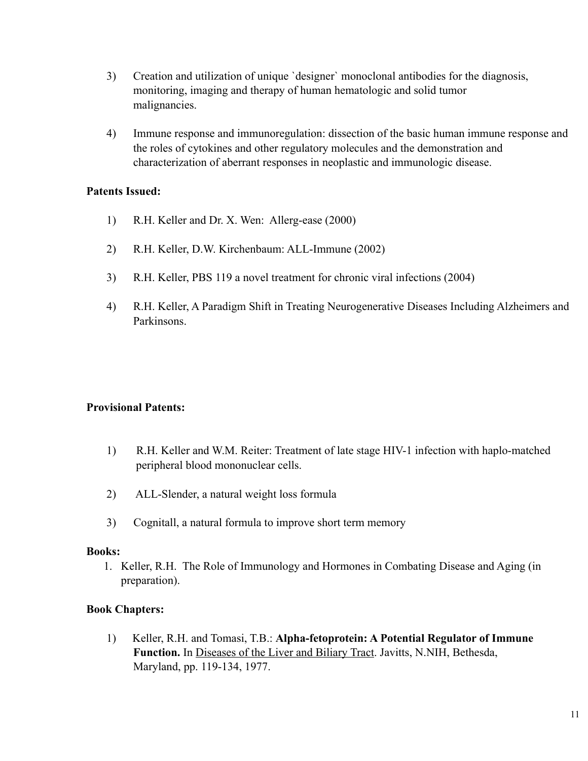3) Creation and utilization of unique `designer` monoclonal antibodies for the diagnosis, monitoring, imaging and therapy of human hematologic and solid tumor malignancies.

4) Immune response and immunoregulation: dissection of the basic human immune response and the roles of cytokines and other regulatory molecules and the demonstration and characterization of aberrant responses in neoplastic and immunologic disease.

**Patents Issued:**

1) R.H. Keller and Dr. X. Wen: Allerg-ease (2000)

2) R.H. Keller, D.W. Kirchenbaum: ALL-Immune (2002)

3) R.H. Keller, PBS 119 a novel treatment for chronic viral infections (2004)

4) R.H. Keller, A Paradigm Shift in Treating Neurogenerative Diseases Including Alzheimers and Parkinsons.

**Provisional Patents:**

1) R.H. Keller and W.M. Reiter: Treatment of late stage HIV-1 infection with haplo-matched peripheral blood mononuclear cells.

2) ALL-Slender, a natural weight loss formula

3) Cognitall, a natural formula to improve short term memory

**Books:**

1. Keller, R.H. The Role of Immunology and Hormones in Combating Disease and Aging (in preparation).

**Book Chapters:**

1) Keller, R.H. and Tomasi, T.B.: **Alpha-fetoprotein: A Potential Regulator of Immune Function.** In Diseases of the Liver and Biliary Tract. Javitts, N.NIH, Bethesda, Maryland, pp. 119-134, 1977.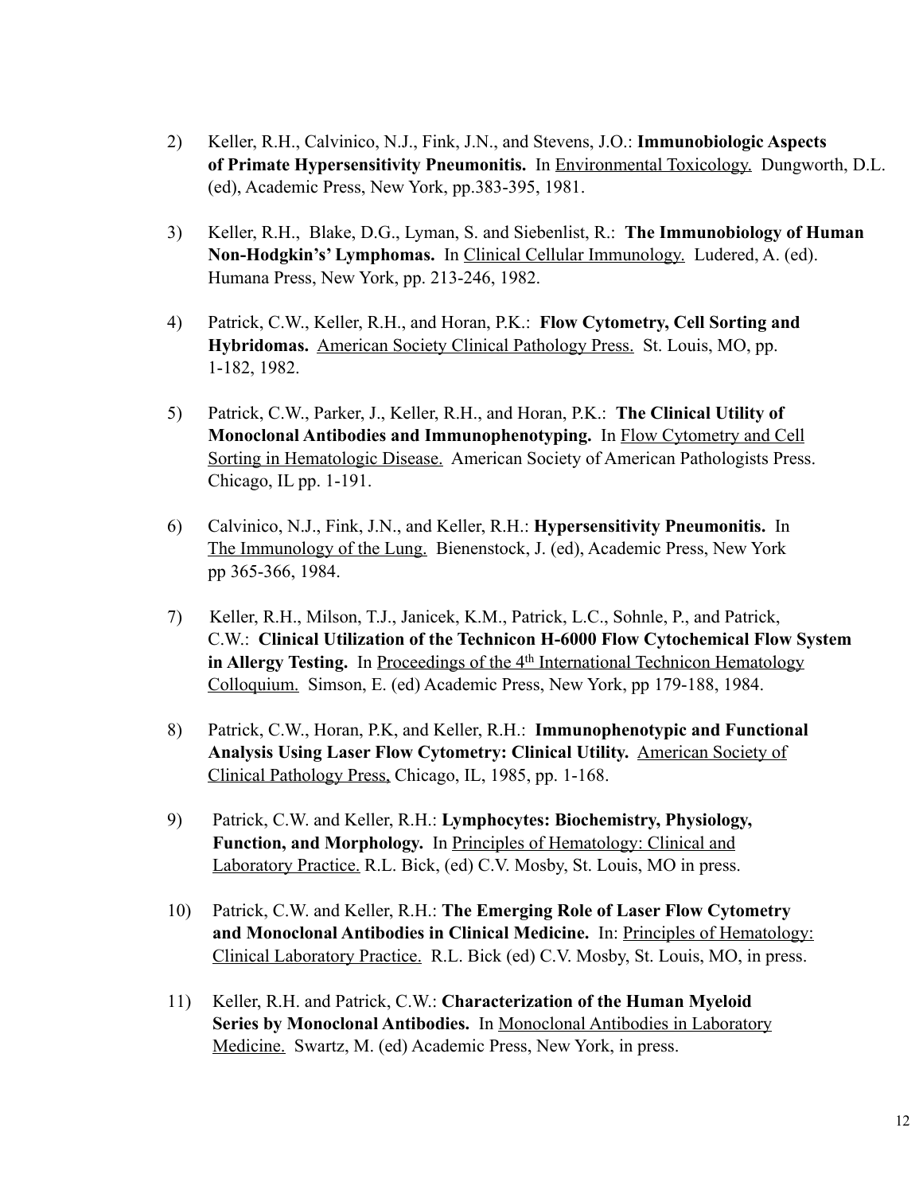2) Keller, R.H., Calvinico, N.J., Fink, J.N., and Stevens, J.O.: **Immunobiologic Aspects of Primate Hypersensitivity Pneumonitis.** In Environmental Toxicology. Dungworth, D.L. (ed), Academic Press, New York, pp.383-395, 1981.

3) Keller, R.H., Blake, D.G., Lyman, S. and Siebenlist, R.: **The Immunobiology of Human Non-Hodgkin's' Lymphomas.** In Clinical Cellular Immunology. Ludered, A. (ed). Humana Press, New York, pp. 213-246, 1982.

4) Patrick, C.W., Keller, R.H., and Horan, P.K.: **Flow Cytometry, Cell Sorting and Hybridomas.** American Society Clinical Pathology Press. St. Louis, MO, pp. 1-182, 1982.

5) Patrick, C.W., Parker, J., Keller, R.H., and Horan, P.K.: **The Clinical Utility of Monoclonal Antibodies and Immunophenotyping.** In Flow Cytometry and Cell Sorting in Hematologic Disease. American Society of American Pathologists Press. Chicago, IL pp. 1-191.

6) Calvinico, N.J., Fink, J.N., and Keller, R.H.: **Hypersensitivity Pneumonitis.** In The Immunology of the Lung. Bienenstock, J. (ed), Academic Press, New York pp 365-366, 1984.

7) Keller, R.H., Milson, T.J., Janicek, K.M., Patrick, L.C., Sohnle, P., and Patrick, C.W.: **Clinical Utilization of the Technicon H-6000 Flow Cytochemical Flow System in Allergy Testing.** In Proceedings of the 4th International Technicon Hematology Colloquium. Simson, E. (ed) Academic Press, New York, pp 179-188, 1984.

8) Patrick, C.W., Horan, P.K, and Keller, R.H.: **Immunophenotypic and Functional Analysis Using Laser Flow Cytometry: Clinical Utility.** American Society of Clinical Pathology Press, Chicago, IL, 1985, pp. 1-168.

9) Patrick, C.W. and Keller, R.H.: **Lymphocytes: Biochemistry, Physiology, Function, and Morphology.** In Principles of Hematology: Clinical and Laboratory Practice. R.L. Bick, (ed) C.V. Mosby, St. Louis, MO in press.

10) Patrick, C.W. and Keller, R.H.: **The Emerging Role of Laser Flow Cytometry and Monoclonal Antibodies in Clinical Medicine.** In: Principles of Hematology: Clinical Laboratory Practice. R.L. Bick (ed) C.V. Mosby, St. Louis, MO, in press.

11) Keller, R.H. and Patrick, C.W.: **Characterization of the Human Myeloid Series by Monoclonal Antibodies.** In Monoclonal Antibodies in Laboratory Medicine. Swartz, M. (ed) Academic Press, New York, in press.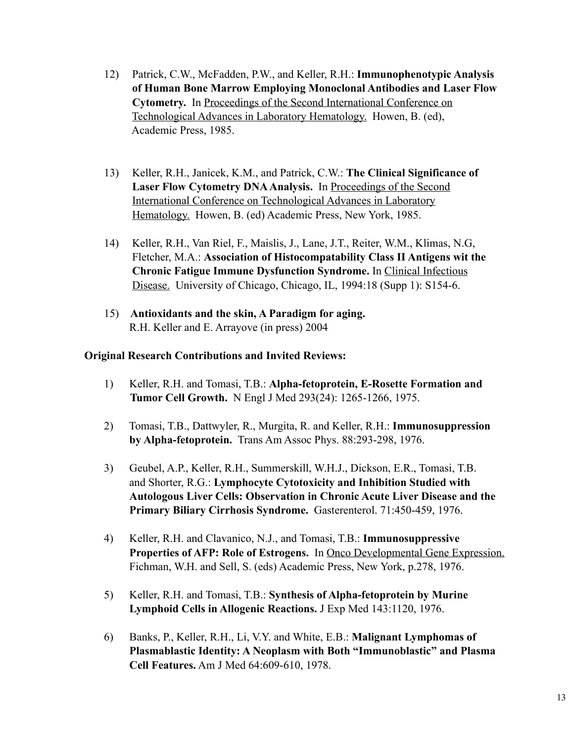12) Patrick, C.W., McFadden, P.W., and Keller, R.H.: **Immunophenotypic Analysis of Human Bone Marrow Employing Monoclonal Antibodies and Laser Flow Cytometry.** In Proceedings of the Second International Conference on Technological Advances in Laboratory Hematology. Howen, B. (ed), Academic Press, 1985.

13) Keller, R.H., Janicek, K.M., and Patrick, C.W.: **The Clinical Significance of Laser Flow Cytometry DNA Analysis.** In Proceedings of the Second International Conference on Technological Advances in Laboratory Hematology. Howen, B. (ed) Academic Press, New York, 1985.

14) Keller, R.H., Van Riel, F., Maislis, J., Lane, J.T., Reiter, W.M., Klimas, N.G, Fletcher, M.A.: **Association of Histocompatability Class II Antigens wit the Chronic Fatigue Immune Dysfunction Syndrome.** In Clinical Infectious Disease. University of Chicago, Chicago, IL, 1994:18 (Supp 1): S154-6.

15) **Antioxidants and the skin, A Paradigm for aging.** R.H. Keller and E. Arrayove (in press) 2004

**Original Research Contributions and Invited Reviews:**

1) Keller, R.H. and Tomasi, T.B.: **Alpha-fetoprotein, E-Rosette Formation and Tumor Cell Growth.** N Engl J Med 293(24): 1265-1266, 1975.

2) Tomasi, T.B., Dattwyler, R., Murgita, R. and Keller, R.H.: **Immunosuppression by Alpha-fetoprotein.** Trans Am Assoc Phys. 88:293-298, 1976.

3) Geubel, A.P., Keller, R.H., Summerskill, W.H.J., Dickson, E.R., Tomasi, T.B. and Shorter, R.G.: **Lymphocyte Cytotoxicity and Inhibition Studied with Autologous Liver Cells: Observation in Chronic Acute Liver Disease and the Primary Biliary Cirrhosis Syndrome.** Gasterenterol. 71:450-459, 1976.

4) Keller, R.H. and Clavanico, N.J., and Tomasi, T.B.: **Immunosuppressive Properties of AFP: Role of Estrogens.** In Onco Developmental Gene Expression. Fichman, W.H. and Sell, S. (eds) Academic Press, New York, p.278, 1976.

5) Keller, R.H. and Tomasi, T.B.: **Synthesis of Alpha-fetoprotein by Murine Lymphoid Cells in Allogenic Reactions.** J Exp Med 143:1120, 1976.

6) Banks, P., Keller, R.H., Li, V.Y. and White, E.B.: **Malignant Lymphomas of Plasmablastic Identity: A Neoplasm with Both "Immunoblastic" and Plasma Cell Features.** Am J Med 64:609-610, 1978.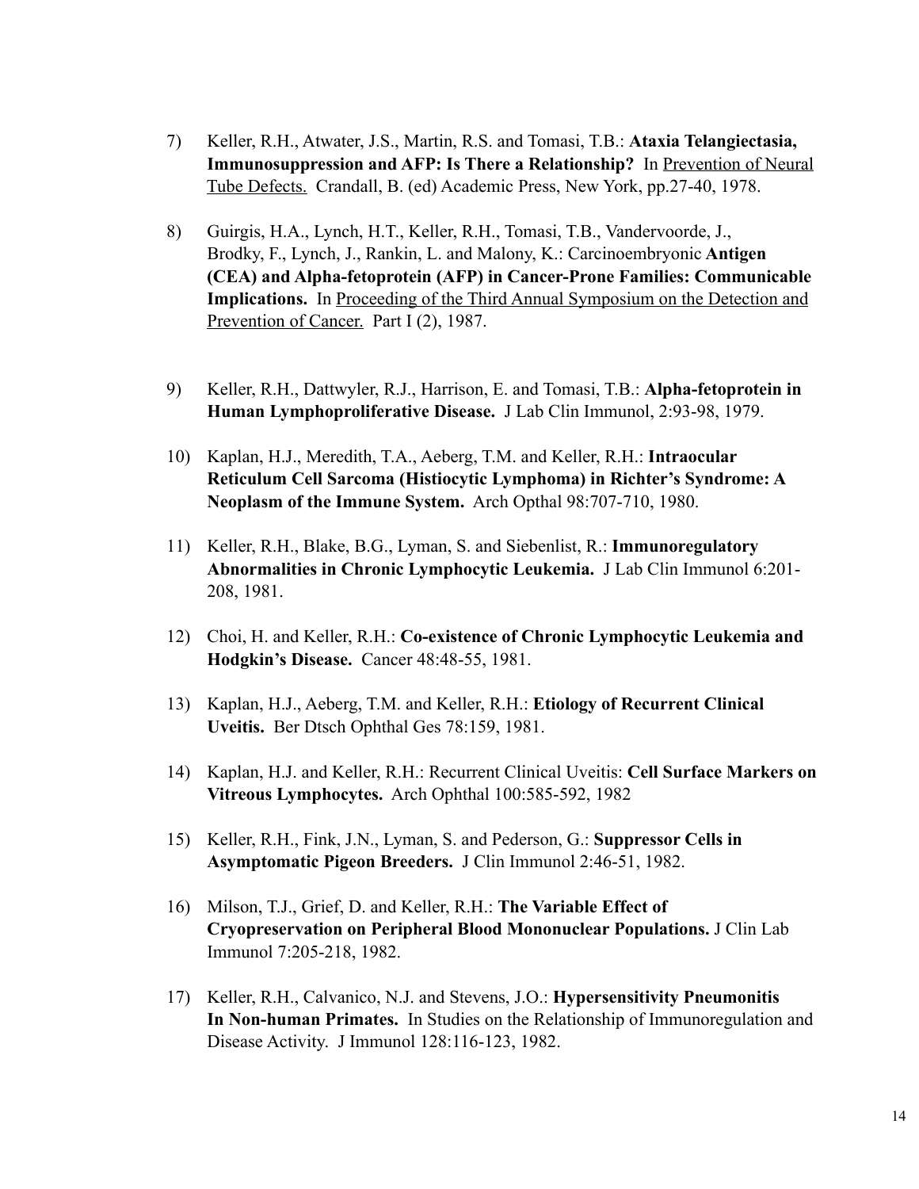7) Keller, R.H., Atwater, J.S., Martin, R.S. and Tomasi, T.B.: **Ataxia Telangiectasia, Immunosuppression and AFP: Is There a Relationship?** In Prevention of Neural Tube Defects. Crandall, B. (ed) Academic Press, New York, pp.27-40, 1978.

8) Guirgis, H.A., Lynch, H.T., Keller, R.H., Tomasi, T.B., Vandervoorde, J., Brodky, F., Lynch, J., Rankin, L. and Malony, K.: Carcinoembryonic **Antigen (CEA) and Alpha-fetoprotein (AFP) in Cancer-Prone Families: Communicable Implications.** In Proceeding of the Third Annual Symposium on the Detection and Prevention of Cancer. Part I (2), 1987.

9) Keller, R.H., Dattwyler, R.J., Harrison, E. and Tomasi, T.B.: **Alpha-fetoprotein in Human Lymphoproliferative Disease.** J Lab Clin Immunol, 2:93-98, 1979.

10) Kaplan, H.J., Meredith, T.A., Aeberg, T.M. and Keller, R.H.: **Intraocular Reticulum Cell Sarcoma (Histiocytic Lymphoma) in Richter's Syndrome: A Neoplasm of the Immune System.** Arch Opthal 98:707-710, 1980.

11) Keller, R.H., Blake, B.G., Lyman, S. and Siebenlist, R.: **Immunoregulatory Abnormalities in Chronic Lymphocytic Leukemia.** J Lab Clin Immunol 6:201-208, 1981.

12) Choi, H. and Keller, R.H.: **Co-existence of Chronic Lymphocytic Leukemia and Hodgkin's Disease.** Cancer 48:48-55, 1981.

13) Kaplan, H.J., Aeberg, T.M. and Keller, R.H.: **Etiology of Recurrent Clinical Uveitis.** Ber Dtsch Ophthal Ges 78:159, 1981.

14) Kaplan, H.J. and Keller, R.H.: Recurrent Clinical Uveitis: **Cell Surface Markers on Vitreous Lymphocytes.** Arch Ophthal 100:585-592, 1982

15) Keller, R.H., Fink, J.N., Lyman, S. and Pederson, G.: **Suppressor Cells in Asymptomatic Pigeon Breeders.** J Clin Immunol 2:46-51, 1982.

16) Milson, T.J., Grief, D. and Keller, R.H.: **The Variable Effect of Cryopreservation on Peripheral Blood Mononuclear Populations.** J Clin Lab Immunol 7:205-218, 1982.

17) Keller, R.H., Calvanico, N.J. and Stevens, J.O.: **Hypersensitivity Pneumonitis In Non-human Primates.** In Studies on the Relationship of Immunoregulation and Disease Activity. J Immunol 128:116-123, 1982.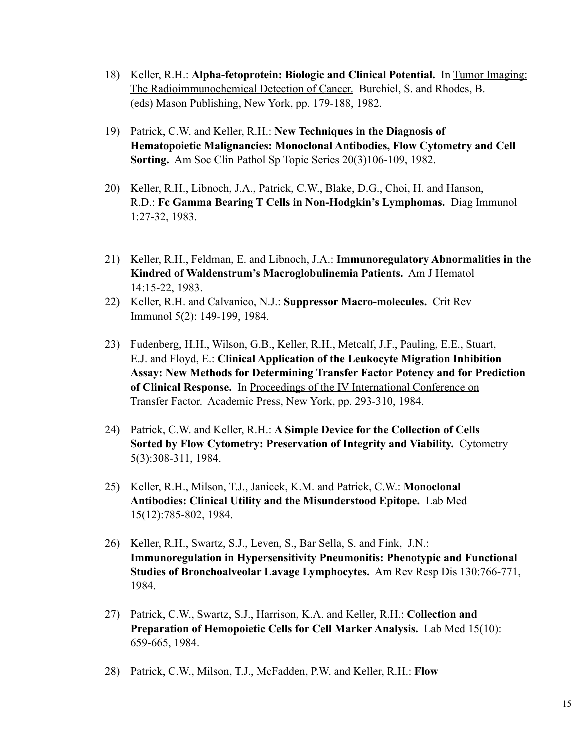18) Keller, R.H.: **Alpha-fetoprotein: Biologic and Clinical Potential.** In Tumor Imaging: The Radioimmunochemical Detection of Cancer. Burchiel, S. and Rhodes, B. (eds) Mason Publishing, New York, pp. 179-188, 1982.

19) Patrick, C.W. and Keller, R.H.: **New Techniques in the Diagnosis of Hematopoietic Malignancies: Monoclonal Antibodies, Flow Cytometry and Cell Sorting.** Am Soc Clin Pathol Sp Topic Series 20(3)106-109, 1982.

20) Keller, R.H., Libnoch, J.A., Patrick, C.W., Blake, D.G., Choi, H. and Hanson, R.D.: **Fc Gamma Bearing T Cells in Non-Hodgkin's Lymphomas.** Diag Immunol 1:27-32, 1983.

21) Keller, R.H., Feldman, E. and Libnoch, J.A.: **Immunoregulatory Abnormalities in the Kindred of Waldenstrum's Macroglobulinemia Patients.** Am J Hematol 14:15-22, 1983.

22) Keller, R.H. and Calvanico, N.J.: **Suppressor Macro-molecules.** Crit Rev Immunol 5(2): 149-199, 1984.

23) Fudenberg, H.H., Wilson, G.B., Keller, R.H., Metcalf, J.F., Pauling, E.E., Stuart, E.J. and Floyd, E.: **Clinical Application of the Leukocyte Migration Inhibition Assay: New Methods for Determining Transfer Factor Potency and for Prediction of Clinical Response.** In Proceedings of the IV International Conference on Transfer Factor. Academic Press, New York, pp. 293-310, 1984.

24) Patrick, C.W. and Keller, R.H.: **A Simple Device for the Collection of Cells Sorted by Flow Cytometry: Preservation of Integrity and Viability.** Cytometry 5(3):308-311, 1984.

25) Keller, R.H., Milson, T.J., Janicek, K.M. and Patrick, C.W.: **Monoclonal Antibodies: Clinical Utility and the Misunderstood Epitope.** Lab Med 15(12):785-802, 1984.

26) Keller, R.H., Swartz, S.J., Leven, S., Bar Sella, S. and Fink, J.N.: **Immunoregulation in Hypersensitivity Pneumonitis: Phenotypic and Functional Studies of Bronchoalveolar Lavage Lymphocytes.** Am Rev Resp Dis 130:766-771, 1984.

27) Patrick, C.W., Swartz, S.J., Harrison, K.A. and Keller, R.H.: **Collection and Preparation of Hemopoietic Cells for Cell Marker Analysis.** Lab Med 15(10): 659-665, 1984.

28) Patrick, C.W., Milson, T.J., McFadden, P.W. and Keller, R.H.: **Flow**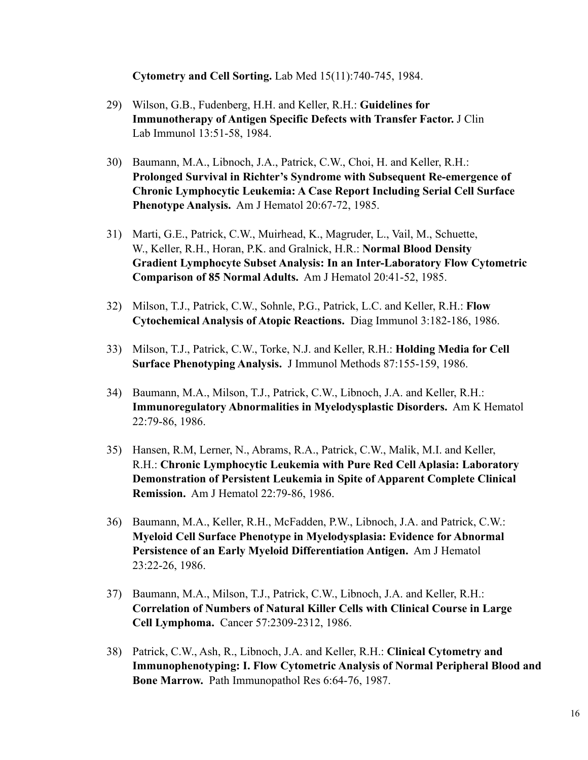**Cytometry and Cell Sorting.** Lab Med 15(11):740-745, 1984.

29) Wilson, G.B., Fudenberg, H.H. and Keller, R.H.: **Guidelines for Immunotherapy of Antigen Specific Defects with Transfer Factor.** J Clin Lab Immunol 13:51-58, 1984.

30) Baumann, M.A., Libnoch, J.A., Patrick, C.W., Choi, H. and Keller, R.H.: **Prolonged Survival in Richter's Syndrome with Subsequent Re-emergence of Chronic Lymphocytic Leukemia: A Case Report Including Serial Cell Surface Phenotype Analysis.** Am J Hematol 20:67-72, 1985.

31) Marti, G.E., Patrick, C.W., Muirhead, K., Magruder, L., Vail, M., Schuette, W., Keller, R.H., Horan, P.K. and Gralnick, H.R.: **Normal Blood Density Gradient Lymphocyte Subset Analysis: In an Inter-Laboratory Flow Cytometric Comparison of 85 Normal Adults.** Am J Hematol 20:41-52, 1985.

32) Milson, T.J., Patrick, C.W., Sohnle, P.G., Patrick, L.C. and Keller, R.H.: **Flow Cytochemical Analysis of Atopic Reactions.** Diag Immunol 3:182-186, 1986.

33) Milson, T.J., Patrick, C.W., Torke, N.J. and Keller, R.H.: **Holding Media for Cell Surface Phenotyping Analysis.** J Immunol Methods 87:155-159, 1986.

34) Baumann, M.A., Milson, T.J., Patrick, C.W., Libnoch, J.A. and Keller, R.H.: **Immunoregulatory Abnormalities in Myelodysplastic Disorders.** Am K Hematol 22:79-86, 1986.

35) Hansen, R.M, Lerner, N., Abrams, R.A., Patrick, C.W., Malik, M.I. and Keller, R.H.: **Chronic Lymphocytic Leukemia with Pure Red Cell Aplasia: Laboratory Demonstration of Persistent Leukemia in Spite of Apparent Complete Clinical Remission.** Am J Hematol 22:79-86, 1986.

36) Baumann, M.A., Keller, R.H., McFadden, P.W., Libnoch, J.A. and Patrick, C.W.: **Myeloid Cell Surface Phenotype in Myelodysplasia: Evidence for Abnormal Persistence of an Early Myeloid Differentiation Antigen.** Am J Hematol 23:22-26, 1986.

37) Baumann, M.A., Milson, T.J., Patrick, C.W., Libnoch, J.A. and Keller, R.H.: **Correlation of Numbers of Natural Killer Cells with Clinical Course in Large Cell Lymphoma.** Cancer 57:2309-2312, 1986.

38) Patrick, C.W., Ash, R., Libnoch, J.A. and Keller, R.H.: **Clinical Cytometry and Immunophenotyping: I. Flow Cytometric Analysis of Normal Peripheral Blood and Bone Marrow.** Path Immunopathol Res 6:64-76, 1987.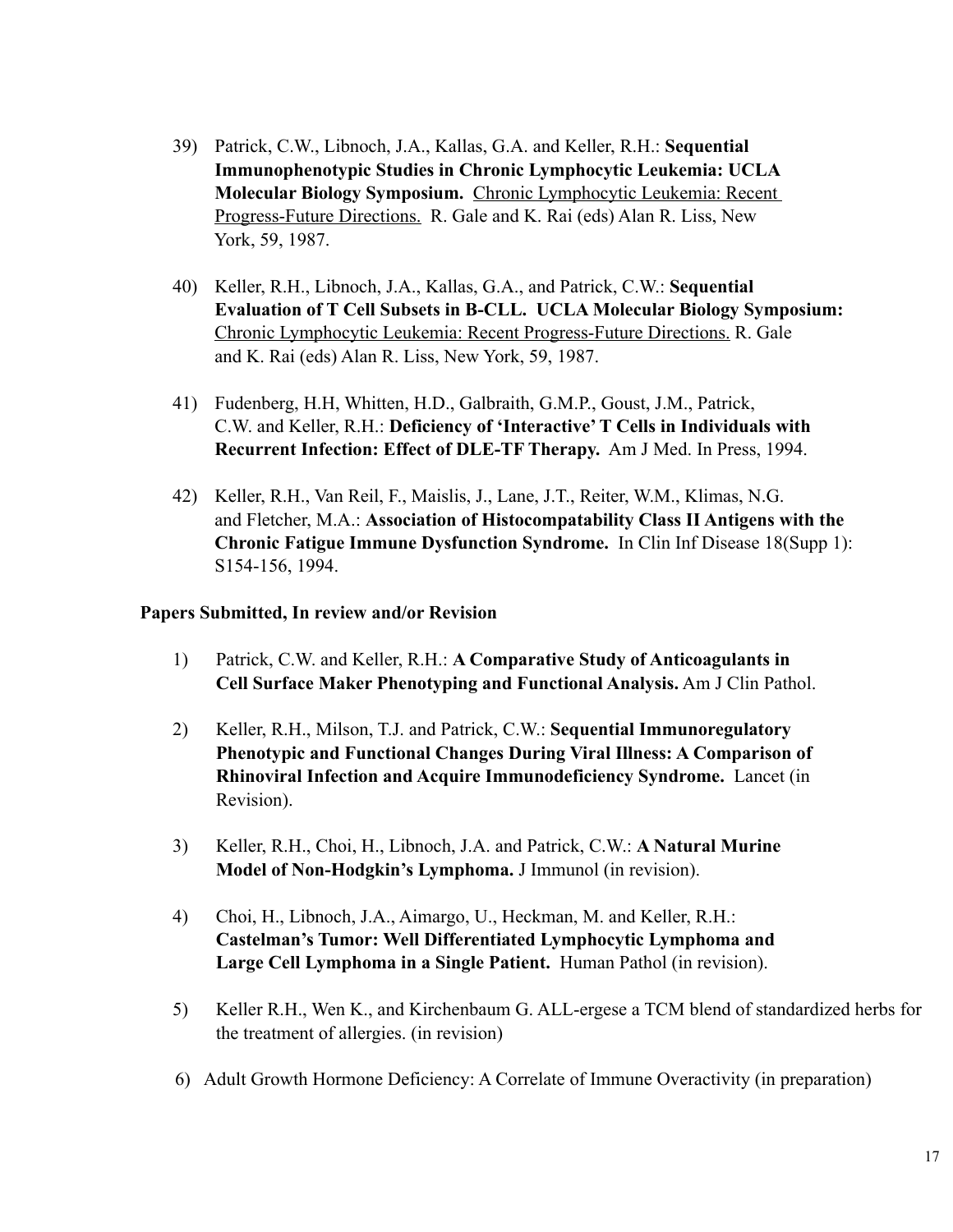39) Patrick, C.W., Libnoch, J.A., Kallas, G.A. and Keller, R.H.: **Sequential Immunophenotypic Studies in Chronic Lymphocytic Leukemia: UCLA Molecular Biology Symposium.** Chronic Lymphocytic Leukemia: Recent Progress-Future Directions. R. Gale and K. Rai (eds) Alan R. Liss, New York, 59, 1987.

40) Keller, R.H., Libnoch, J.A., Kallas, G.A., and Patrick, C.W.: **Sequential Evaluation of T Cell Subsets in B-CLL. UCLA Molecular Biology Symposium:** Chronic Lymphocytic Leukemia: Recent Progress-Future Directions. R. Gale and K. Rai (eds) Alan R. Liss, New York, 59, 1987.

41) Fudenberg, H.H, Whitten, H.D., Galbraith, G.M.P., Goust, J.M., Patrick, C.W. and Keller, R.H.: **Deficiency of 'Interactive' T Cells in Individuals with Recurrent Infection: Effect of DLE-TF Therapy.** Am J Med. In Press, 1994.

42) Keller, R.H., Van Reil, F., Maislis, J., Lane, J.T., Reiter, W.M., Klimas, N.G. and Fletcher, M.A.: **Association of Histocompatability Class II Antigens with the Chronic Fatigue Immune Dysfunction Syndrome.** In Clin Inf Disease 18(Supp 1): S154-156, 1994.

**Papers Submitted, In review and/or Revision**

1) Patrick, C.W. and Keller, R.H.: **A Comparative Study of Anticoagulants in Cell Surface Maker Phenotyping and Functional Analysis.** Am J Clin Pathol.

2) Keller, R.H., Milson, T.J. and Patrick, C.W.: **Sequential Immunoregulatory Phenotypic and Functional Changes During Viral Illness: A Comparison of Rhinoviral Infection and Acquire Immunodeficiency Syndrome.** Lancet (in Revision).

3) Keller, R.H., Choi, H., Libnoch, J.A. and Patrick, C.W.: **A Natural Murine Model of Non-Hodgkin's Lymphoma.** J Immunol (in revision).

4) Choi, H., Libnoch, J.A., Aimargo, U., Heckman, M. and Keller, R.H.: **Castelman's Tumor: Well Differentiated Lymphocytic Lymphoma and Large Cell Lymphoma in a Single Patient.** Human Pathol (in revision).

5) Keller R.H., Wen K., and Kirchenbaum G. ALL-ergese a TCM blend of standardized herbs for the treatment of allergies. (in revision)

6) Adult Growth Hormone Deficiency: A Correlate of Immune Overactivity (in preparation)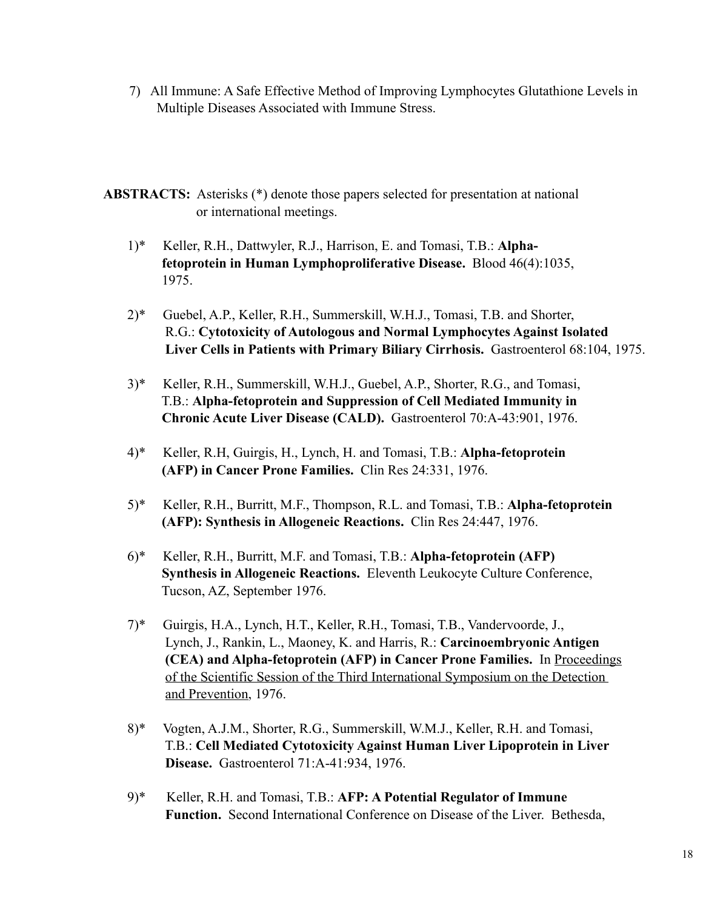7) All Immune: A Safe Effective Method of Improving Lymphocytes Glutathione Levels in Multiple Diseases Associated with Immune Stress.

**ABSTRACTS:** Asterisks (*) denote those papers selected for presentation at national or international meetings.

1)* Keller, R.H., Dattwyler, R.J., Harrison, E. and Tomasi, T.B.: **Alpha-fetoprotein in Human Lymphoproliferative Disease.** Blood 46(4):1035, 1975.

2)* Guebel, A.P., Keller, R.H., Summerskill, W.H.J., Tomasi, T.B. and Shorter, R.G.: **Cytotoxicity of Autologous and Normal Lymphocytes Against Isolated Liver Cells in Patients with Primary Biliary Cirrhosis.** Gastroenterol 68:104, 1975.

3)* Keller, R.H., Summerskill, W.H.J., Guebel, A.P., Shorter, R.G., and Tomasi, T.B.: **Alpha-fetoprotein and Suppression of Cell Mediated Immunity in Chronic Acute Liver Disease (CALD).** Gastroenterol 70:A-43:901, 1976.

4)* Keller, R.H, Guirgis, H., Lynch, H. and Tomasi, T.B.: **Alpha-fetoprotein (AFP) in Cancer Prone Families.** Clin Res 24:331, 1976.

5)* Keller, R.H., Burritt, M.F., Thompson, R.L. and Tomasi, T.B.: **Alpha-fetoprotein (AFP): Synthesis in Allogeneic Reactions.** Clin Res 24:447, 1976.

6)* Keller, R.H., Burritt, M.F. and Tomasi, T.B.: **Alpha-fetoprotein (AFP) Synthesis in Allogeneic Reactions.** Eleventh Leukocyte Culture Conference, Tucson, AZ, September 1976.

7)* Guirgis, H.A., Lynch, H.T., Keller, R.H., Tomasi, T.B., Vandervoorde, J., Lynch, J., Rankin, L., Maoney, K. and Harris, R.: **Carcinoembryonic Antigen (CEA) and Alpha-fetoprotein (AFP) in Cancer Prone Families.** In <u>Proceedings of the Scientific Session of the Third International Symposium on the Detection and Prevention</u>, 1976.

8)* Vogten, A.J.M., Shorter, R.G., Summerskill, W.M.J., Keller, R.H. and Tomasi, T.B.: **Cell Mediated Cytotoxicity Against Human Liver Lipoprotein in Liver Disease.** Gastroenterol 71:A-41:934, 1976.

9)* Keller, R.H. and Tomasi, T.B.: **AFP: A Potential Regulator of Immune Function.** Second International Conference on Disease of the Liver. Bethesda,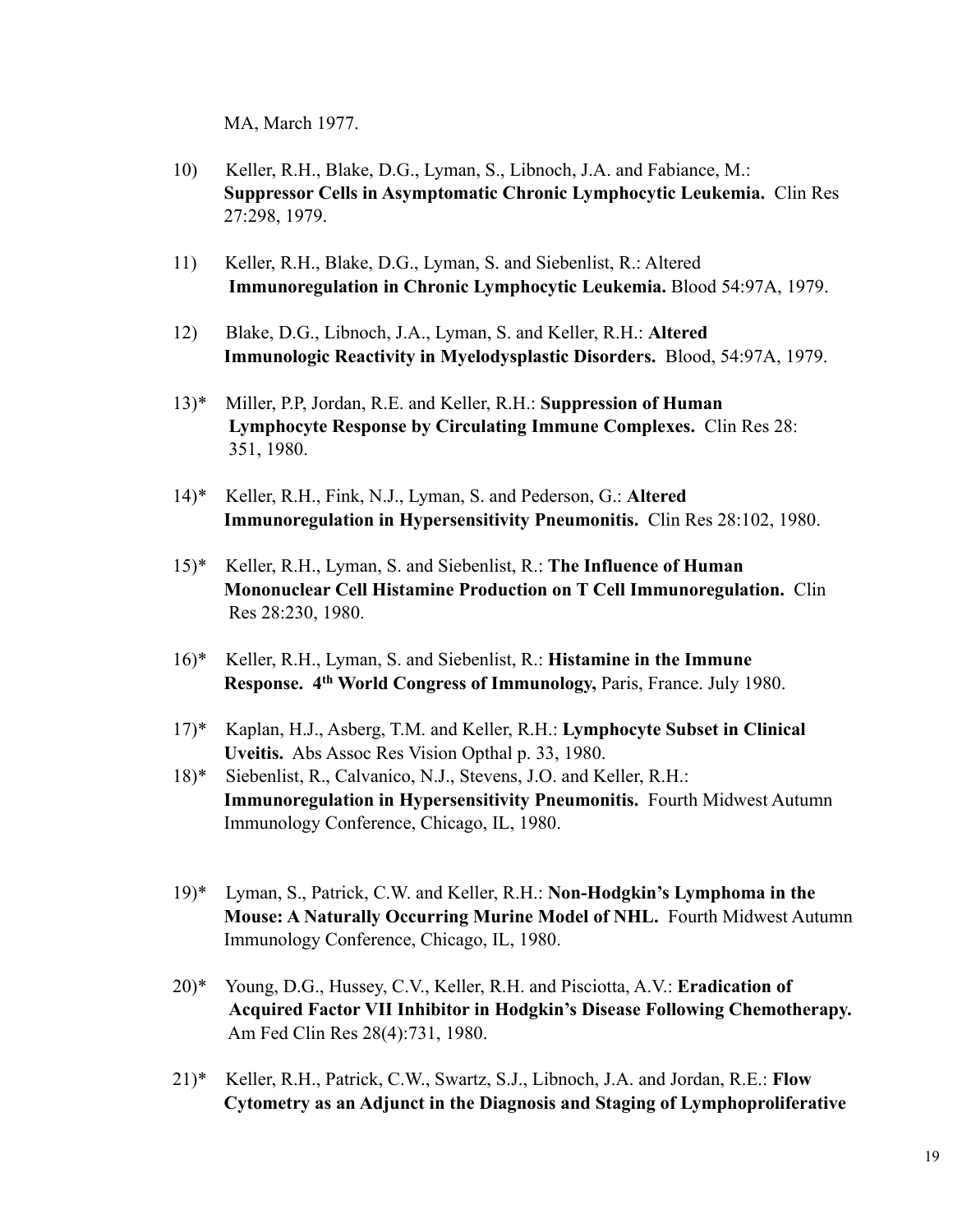MA, March 1977.

10) Keller, R.H., Blake, D.G., Lyman, S., Libnoch, J.A. and Fabiance, M.: **Suppressor Cells in Asymptomatic Chronic Lymphocytic Leukemia.** Clin Res 27:298, 1979.

11) Keller, R.H., Blake, D.G., Lyman, S. and Siebenlist, R.: Altered **Immunoregulation in Chronic Lymphocytic Leukemia.** Blood 54:97A, 1979.

12) Blake, D.G., Libnoch, J.A., Lyman, S. and Keller, R.H.: **Altered Immunologic Reactivity in Myelodysplastic Disorders.** Blood, 54:97A, 1979.

13)* Miller, P.P, Jordan, R.E. and Keller, R.H.: **Suppression of Human Lymphocyte Response by Circulating Immune Complexes.** Clin Res 28: 351, 1980.

14)* Keller, R.H., Fink, N.J., Lyman, S. and Pederson, G.: **Altered Immunoregulation in Hypersensitivity Pneumonitis.** Clin Res 28:102, 1980.

15)* Keller, R.H., Lyman, S. and Siebenlist, R.: **The Influence of Human Mononuclear Cell Histamine Production on T Cell Immunoregulation.** Clin Res 28:230, 1980.

16)* Keller, R.H., Lyman, S. and Siebenlist, R.: **Histamine in the Immune Response. 4th World Congress of Immunology,** Paris, France. July 1980.

17)* Kaplan, H.J., Asberg, T.M. and Keller, R.H.: **Lymphocyte Subset in Clinical Uveitis.** Abs Assoc Res Vision Opthal p. 33, 1980.

18)* Siebenlist, R., Calvanico, N.J., Stevens, J.O. and Keller, R.H.: **Immunoregulation in Hypersensitivity Pneumonitis.** Fourth Midwest Autumn Immunology Conference, Chicago, IL, 1980.

19)* Lyman, S., Patrick, C.W. and Keller, R.H.: **Non-Hodgkin's Lymphoma in the Mouse: A Naturally Occurring Murine Model of NHL.** Fourth Midwest Autumn Immunology Conference, Chicago, IL, 1980.

20)* Young, D.G., Hussey, C.V., Keller, R.H. and Pisciotta, A.V.: **Eradication of Acquired Factor VII Inhibitor in Hodgkin's Disease Following Chemotherapy.** Am Fed Clin Res 28(4):731, 1980.

21)* Keller, R.H., Patrick, C.W., Swartz, S.J., Libnoch, J.A. and Jordan, R.E.: **Flow Cytometry as an Adjunct in the Diagnosis and Staging of Lymphoproliferative**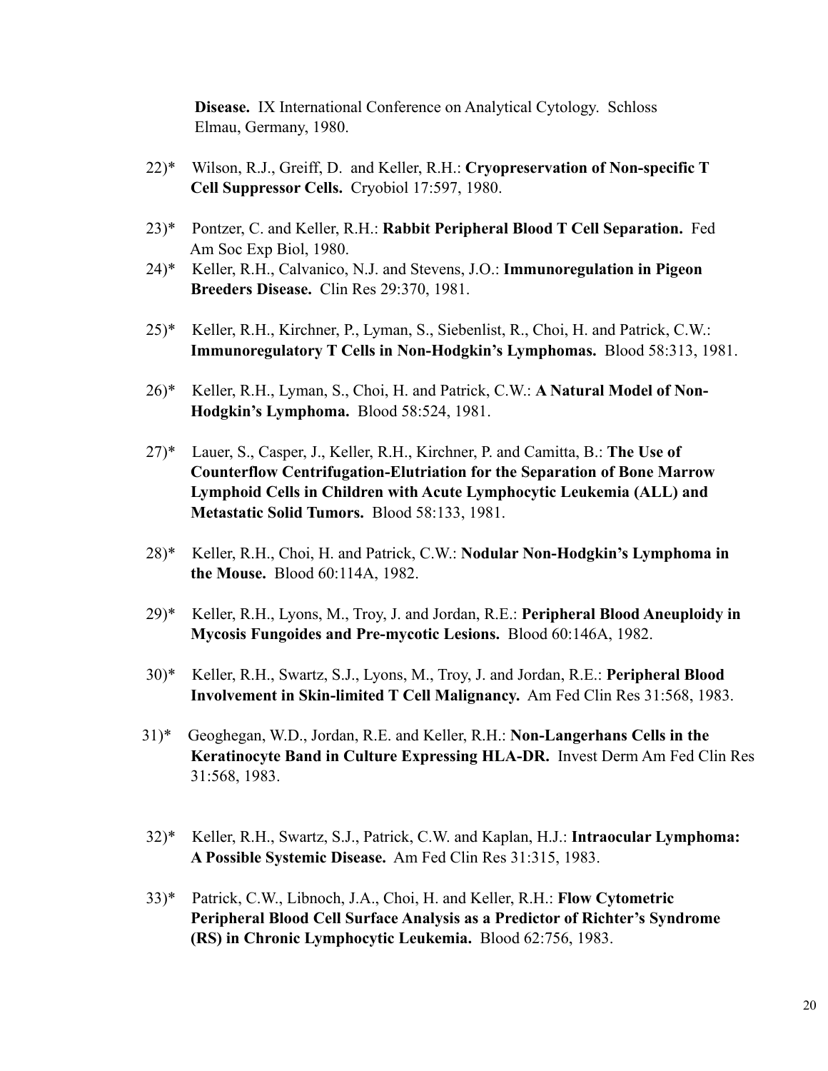**Disease.** IX International Conference on Analytical Cytology. Schloss Elmau, Germany, 1980.

22)* Wilson, R.J., Greiff, D. and Keller, R.H.: **Cryopreservation of Non-specific T Cell Suppressor Cells.** Cryobiol 17:597, 1980.

23)* Pontzer, C. and Keller, R.H.: **Rabbit Peripheral Blood T Cell Separation.** Fed Am Soc Exp Biol, 1980.

24)* Keller, R.H., Calvanico, N.J. and Stevens, J.O.: **Immunoregulation in Pigeon Breeders Disease.** Clin Res 29:370, 1981.

25)* Keller, R.H., Kirchner, P., Lyman, S., Siebenlist, R., Choi, H. and Patrick, C.W.: **Immunoregulatory T Cells in Non-Hodgkin's Lymphomas.** Blood 58:313, 1981.

26)* Keller, R.H., Lyman, S., Choi, H. and Patrick, C.W.: **A Natural Model of Non-Hodgkin's Lymphoma.** Blood 58:524, 1981.

27)* Lauer, S., Casper, J., Keller, R.H., Kirchner, P. and Camitta, B.: **The Use of Counterflow Centrifugation-Elutriation for the Separation of Bone Marrow Lymphoid Cells in Children with Acute Lymphocytic Leukemia (ALL) and Metastatic Solid Tumors.** Blood 58:133, 1981.

28)* Keller, R.H., Choi, H. and Patrick, C.W.: **Nodular Non-Hodgkin's Lymphoma in the Mouse.** Blood 60:114A, 1982.

29)* Keller, R.H., Lyons, M., Troy, J. and Jordan, R.E.: **Peripheral Blood Aneuploidy in Mycosis Fungoides and Pre-mycotic Lesions.** Blood 60:146A, 1982.

30)* Keller, R.H., Swartz, S.J., Lyons, M., Troy, J. and Jordan, R.E.: **Peripheral Blood Involvement in Skin-limited T Cell Malignancy.** Am Fed Clin Res 31:568, 1983.

31)* Geoghegan, W.D., Jordan, R.E. and Keller, R.H.: **Non-Langerhans Cells in the Keratinocyte Band in Culture Expressing HLA-DR.** Invest Derm Am Fed Clin Res 31:568, 1983.

32)* Keller, R.H., Swartz, S.J., Patrick, C.W. and Kaplan, H.J.: **Intraocular Lymphoma: A Possible Systemic Disease.** Am Fed Clin Res 31:315, 1983.

33)* Patrick, C.W., Libnoch, J.A., Choi, H. and Keller, R.H.: **Flow Cytometric Peripheral Blood Cell Surface Analysis as a Predictor of Richter's Syndrome (RS) in Chronic Lymphocytic Leukemia.** Blood 62:756, 1983.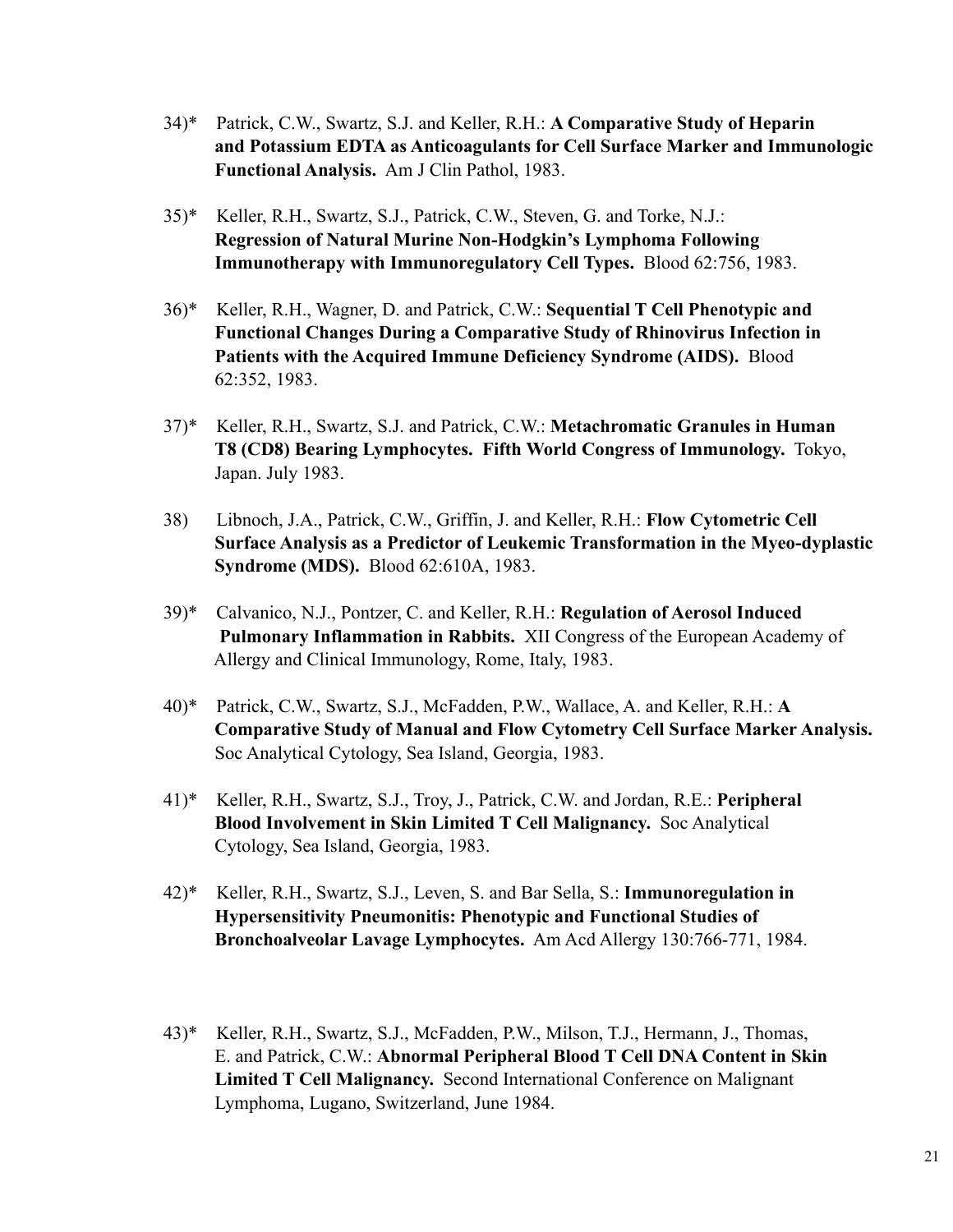34)* Patrick, C.W., Swartz, S.J. and Keller, R.H.: **A Comparative Study of Heparin and Potassium EDTA as Anticoagulants for Cell Surface Marker and Immunologic Functional Analysis.** Am J Clin Pathol, 1983.

35)* Keller, R.H., Swartz, S.J., Patrick, C.W., Steven, G. and Torke, N.J.: **Regression of Natural Murine Non-Hodgkin's Lymphoma Following Immunotherapy with Immunoregulatory Cell Types.** Blood 62:756, 1983.

36)* Keller, R.H., Wagner, D. and Patrick, C.W.: **Sequential T Cell Phenotypic and Functional Changes During a Comparative Study of Rhinovirus Infection in Patients with the Acquired Immune Deficiency Syndrome (AIDS).** Blood 62:352, 1983.

37)* Keller, R.H., Swartz, S.J. and Patrick, C.W.: **Metachromatic Granules in Human T8 (CD8) Bearing Lymphocytes. Fifth World Congress of Immunology.** Tokyo, Japan. July 1983.

38) Libnoch, J.A., Patrick, C.W., Griffin, J. and Keller, R.H.: **Flow Cytometric Cell Surface Analysis as a Predictor of Leukemic Transformation in the Myeo-dyplastic Syndrome (MDS).** Blood 62:610A, 1983.

39)* Calvanico, N.J., Pontzer, C. and Keller, R.H.: **Regulation of Aerosol Induced Pulmonary Inflammation in Rabbits.** XII Congress of the European Academy of Allergy and Clinical Immunology, Rome, Italy, 1983.

40)* Patrick, C.W., Swartz, S.J., McFadden, P.W., Wallace, A. and Keller, R.H.: **A Comparative Study of Manual and Flow Cytometry Cell Surface Marker Analysis.** Soc Analytical Cytology, Sea Island, Georgia, 1983.

41)* Keller, R.H., Swartz, S.J., Troy, J., Patrick, C.W. and Jordan, R.E.: **Peripheral Blood Involvement in Skin Limited T Cell Malignancy.** Soc Analytical Cytology, Sea Island, Georgia, 1983.

42)* Keller, R.H., Swartz, S.J., Leven, S. and Bar Sella, S.: **Immunoregulation in Hypersensitivity Pneumonitis: Phenotypic and Functional Studies of Bronchoalveolar Lavage Lymphocytes.** Am Acd Allergy 130:766-771, 1984.

43)* Keller, R.H., Swartz, S.J., McFadden, P.W., Milson, T.J., Hermann, J., Thomas, E. and Patrick, C.W.: **Abnormal Peripheral Blood T Cell DNA Content in Skin Limited T Cell Malignancy.** Second International Conference on Malignant Lymphoma, Lugano, Switzerland, June 1984.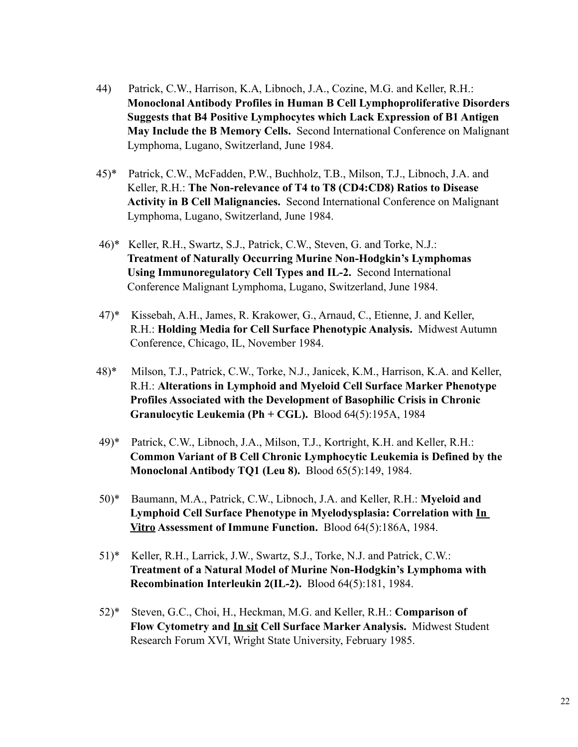44) Patrick, C.W., Harrison, K.A, Libnoch, J.A., Cozine, M.G. and Keller, R.H.: **Monoclonal Antibody Profiles in Human B Cell Lymphoproliferative Disorders Suggests that B4 Positive Lymphocytes which Lack Expression of B1 Antigen May Include the B Memory Cells.** Second International Conference on Malignant Lymphoma, Lugano, Switzerland, June 1984.

45)* Patrick, C.W., McFadden, P.W., Buchholz, T.B., Milson, T.J., Libnoch, J.A. and Keller, R.H.: **The Non-relevance of T4 to T8 (CD4:CD8) Ratios to Disease Activity in B Cell Malignancies.** Second International Conference on Malignant Lymphoma, Lugano, Switzerland, June 1984.

46)* Keller, R.H., Swartz, S.J., Patrick, C.W., Steven, G. and Torke, N.J.: **Treatment of Naturally Occurring Murine Non-Hodgkin's Lymphomas Using Immunoregulatory Cell Types and IL-2.** Second International Conference Malignant Lymphoma, Lugano, Switzerland, June 1984.

47)* Kissebah, A.H., James, R. Krakower, G., Arnaud, C., Etienne, J. and Keller, R.H.: **Holding Media for Cell Surface Phenotypic Analysis.** Midwest Autumn Conference, Chicago, IL, November 1984.

48)* Milson, T.J., Patrick, C.W., Torke, N.J., Janicek, K.M., Harrison, K.A. and Keller, R.H.: **Alterations in Lymphoid and Myeloid Cell Surface Marker Phenotype Profiles Associated with the Development of Basophilic Crisis in Chronic Granulocytic Leukemia (Ph + CGL).** Blood 64(5):195A, 1984

49)* Patrick, C.W., Libnoch, J.A., Milson, T.J., Kortright, K.H. and Keller, R.H.: **Common Variant of B Cell Chronic Lymphocytic Leukemia is Defined by the Monoclonal Antibody TQ1 (Leu 8).** Blood 65(5):149, 1984.

50)* Baumann, M.A., Patrick, C.W., Libnoch, J.A. and Keller, R.H.: **Myeloid and Lymphoid Cell Surface Phenotype in Myelodysplasia: Correlation with <u>In Vitro</u> Assessment of Immune Function.** Blood 64(5):186A, 1984.

51)* Keller, R.H., Larrick, J.W., Swartz, S.J., Torke, N.J. and Patrick, C.W.: **Treatment of a Natural Model of Murine Non-Hodgkin's Lymphoma with Recombination Interleukin 2(IL-2).** Blood 64(5):181, 1984.

52)* Steven, G.C., Choi, H., Heckman, M.G. and Keller, R.H.: **Comparison of Flow Cytometry and <u>In sit</u> Cell Surface Marker Analysis.** Midwest Student Research Forum XVI, Wright State University, February 1985.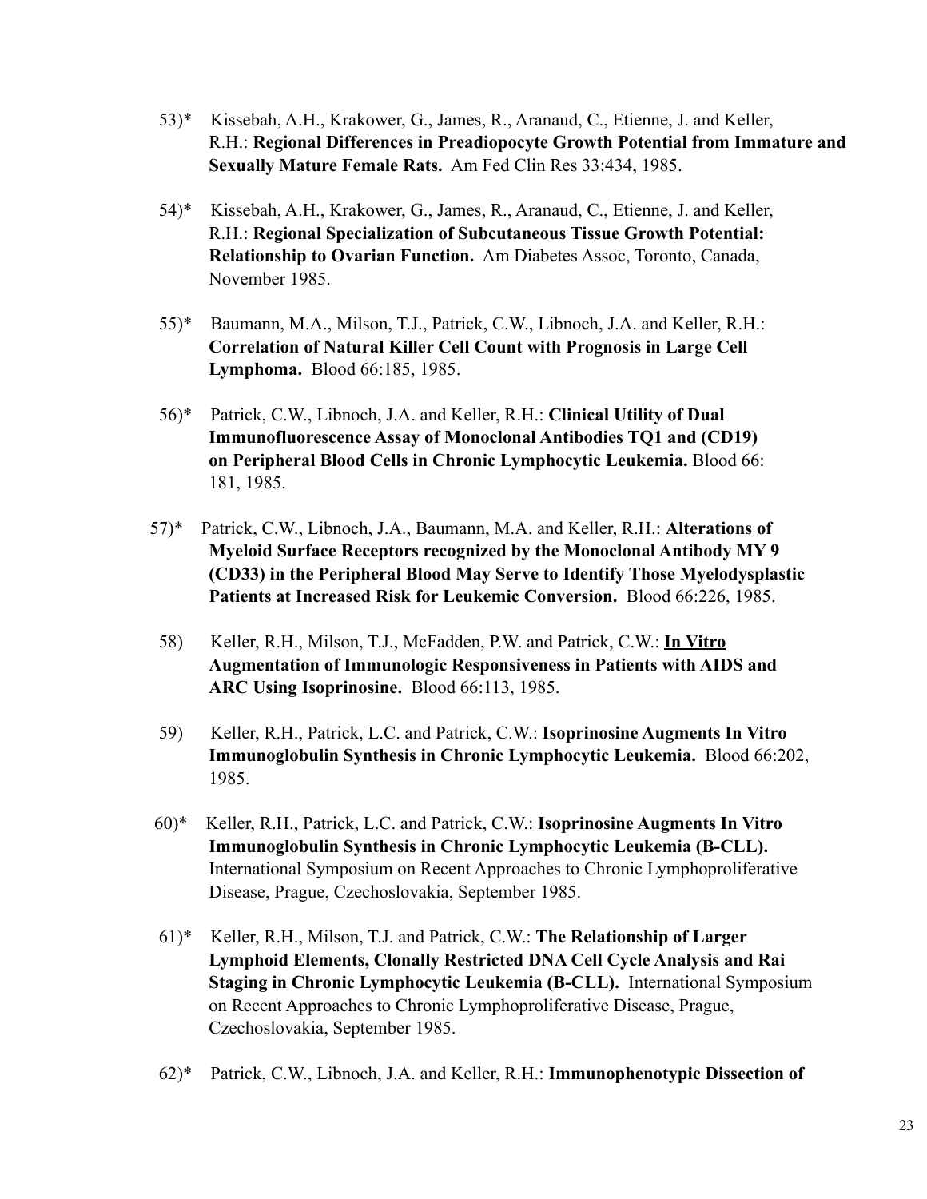53)* Kissebah, A.H., Krakower, G., James, R., Aranaud, C., Etienne, J. and Keller, R.H.: **Regional Differences in Preadiopocyte Growth Potential from Immature and Sexually Mature Female Rats.** Am Fed Clin Res 33:434, 1985.

54)* Kissebah, A.H., Krakower, G., James, R., Aranaud, C., Etienne, J. and Keller, R.H.: **Regional Specialization of Subcutaneous Tissue Growth Potential: Relationship to Ovarian Function.** Am Diabetes Assoc, Toronto, Canada, November 1985.

55)* Baumann, M.A., Milson, T.J., Patrick, C.W., Libnoch, J.A. and Keller, R.H.: **Correlation of Natural Killer Cell Count with Prognosis in Large Cell Lymphoma.** Blood 66:185, 1985.

56)* Patrick, C.W., Libnoch, J.A. and Keller, R.H.: **Clinical Utility of Dual Immunofluorescence Assay of Monoclonal Antibodies TQ1 and (CD19) on Peripheral Blood Cells in Chronic Lymphocytic Leukemia.** Blood 66: 181, 1985.

57)* Patrick, C.W., Libnoch, J.A., Baumann, M.A. and Keller, R.H.: **Alterations of Myeloid Surface Receptors recognized by the Monoclonal Antibody MY 9 (CD33) in the Peripheral Blood May Serve to Identify Those Myelodysplastic Patients at Increased Risk for Leukemic Conversion.** Blood 66:226, 1985.

58) Keller, R.H., Milson, T.J., McFadden, P.W. and Patrick, C.W.: **In Vitro Augmentation of Immunologic Responsiveness in Patients with AIDS and ARC Using Isoprinosine.** Blood 66:113, 1985.

59) Keller, R.H., Patrick, L.C. and Patrick, C.W.: **Isoprinosine Augments In Vitro Immunoglobulin Synthesis in Chronic Lymphocytic Leukemia.** Blood 66:202, 1985.

60)* Keller, R.H., Patrick, L.C. and Patrick, C.W.: **Isoprinosine Augments In Vitro Immunoglobulin Synthesis in Chronic Lymphocytic Leukemia (B-CLL).** International Symposium on Recent Approaches to Chronic Lymphoproliferative Disease, Prague, Czechoslovakia, September 1985.

61)* Keller, R.H., Milson, T.J. and Patrick, C.W.: **The Relationship of Larger Lymphoid Elements, Clonally Restricted DNA Cell Cycle Analysis and Rai Staging in Chronic Lymphocytic Leukemia (B-CLL).** International Symposium on Recent Approaches to Chronic Lymphoproliferative Disease, Prague, Czechoslovakia, September 1985.

62)* Patrick, C.W., Libnoch, J.A. and Keller, R.H.: **Immunophenotypic Dissection of**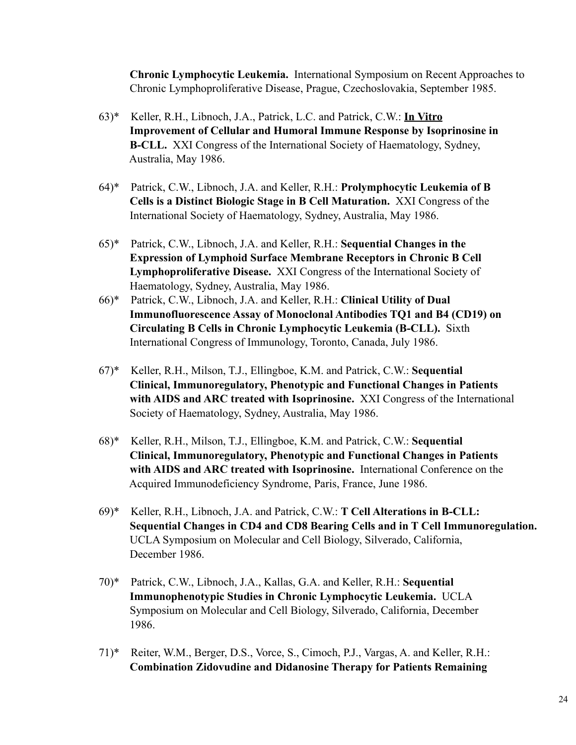**Chronic Lymphocytic Leukemia.** International Symposium on Recent Approaches to Chronic Lymphoproliferative Disease, Prague, Czechoslovakia, September 1985.

63)* Keller, R.H., Libnoch, J.A., Patrick, L.C. and Patrick, C.W.: **<u>In Vitro</u> Improvement of Cellular and Humoral Immune Response by Isoprinosine in B-CLL.** XXI Congress of the International Society of Haematology, Sydney, Australia, May 1986.

64)* Patrick, C.W., Libnoch, J.A. and Keller, R.H.: **Prolymphocytic Leukemia of B Cells is a Distinct Biologic Stage in B Cell Maturation.** XXI Congress of the International Society of Haematology, Sydney, Australia, May 1986.

65)* Patrick, C.W., Libnoch, J.A. and Keller, R.H.: **Sequential Changes in the Expression of Lymphoid Surface Membrane Receptors in Chronic B Cell Lymphoproliferative Disease.** XXI Congress of the International Society of Haematology, Sydney, Australia, May 1986.

66)* Patrick, C.W., Libnoch, J.A. and Keller, R.H.: **Clinical Utility of Dual Immunofluorescence Assay of Monoclonal Antibodies TQ1 and B4 (CD19) on Circulating B Cells in Chronic Lymphocytic Leukemia (B-CLL).** Sixth International Congress of Immunology, Toronto, Canada, July 1986.

67)* Keller, R.H., Milson, T.J., Ellingboe, K.M. and Patrick, C.W.: **Sequential Clinical, Immunoregulatory, Phenotypic and Functional Changes in Patients with AIDS and ARC treated with Isoprinosine.** XXI Congress of the International Society of Haematology, Sydney, Australia, May 1986.

68)* Keller, R.H., Milson, T.J., Ellingboe, K.M. and Patrick, C.W.: **Sequential Clinical, Immunoregulatory, Phenotypic and Functional Changes in Patients with AIDS and ARC treated with Isoprinosine.** International Conference on the Acquired Immunodeficiency Syndrome, Paris, France, June 1986.

69)* Keller, R.H., Libnoch, J.A. and Patrick, C.W.: **T Cell Alterations in B-CLL: Sequential Changes in CD4 and CD8 Bearing Cells and in T Cell Immunoregulation.** UCLA Symposium on Molecular and Cell Biology, Silverado, California, December 1986.

70)* Patrick, C.W., Libnoch, J.A., Kallas, G.A. and Keller, R.H.: **Sequential Immunophenotypic Studies in Chronic Lymphocytic Leukemia.** UCLA Symposium on Molecular and Cell Biology, Silverado, California, December 1986.

71)* Reiter, W.M., Berger, D.S., Vorce, S., Cimoch, P.J., Vargas, A. and Keller, R.H.: **Combination Zidovudine and Didanosine Therapy for Patients Remaining**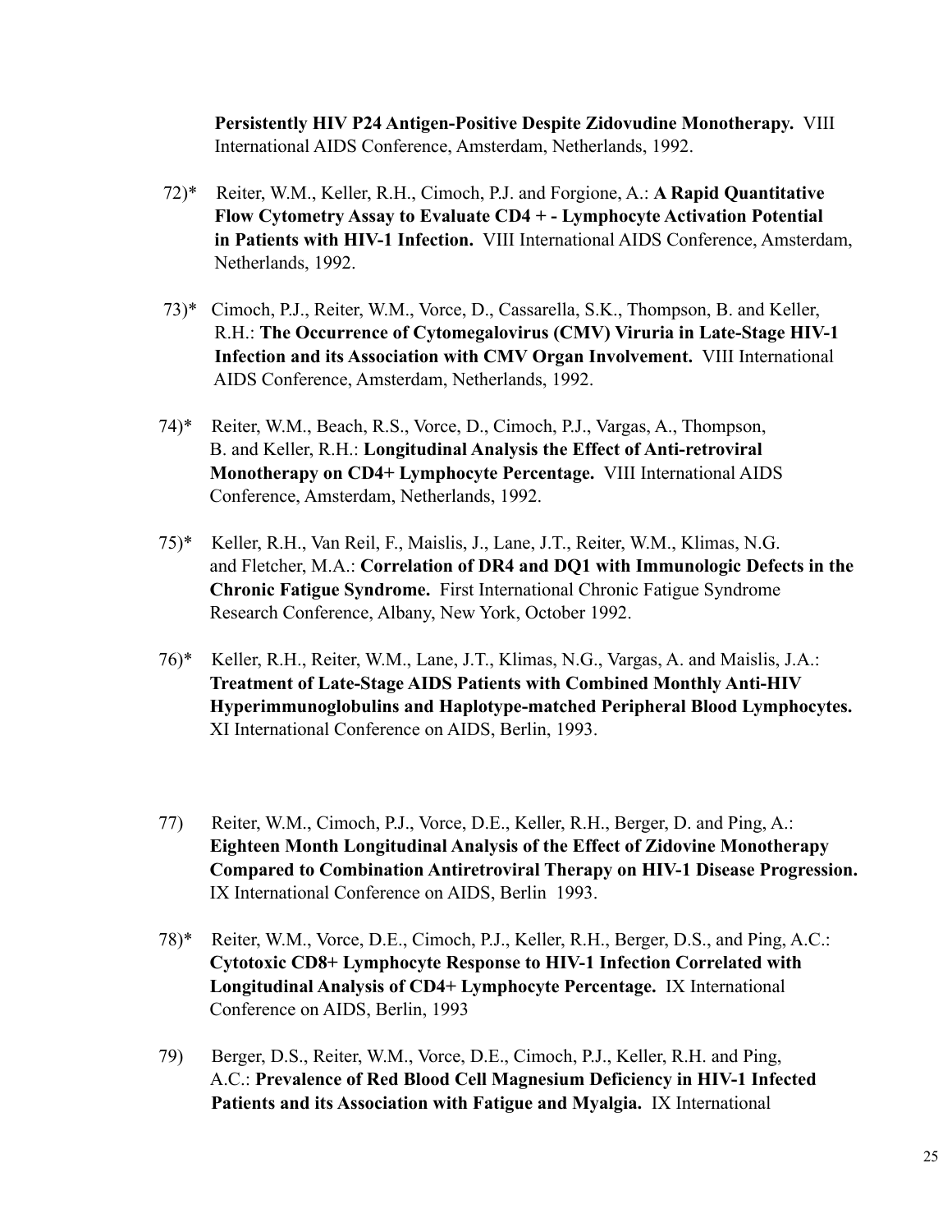**Persistently HIV P24 Antigen-Positive Despite Zidovudine Monotherapy.** VIII International AIDS Conference, Amsterdam, Netherlands, 1992.

72)* Reiter, W.M., Keller, R.H., Cimoch, P.J. and Forgione, A.: **A Rapid Quantitative Flow Cytometry Assay to Evaluate CD4 + - Lymphocyte Activation Potential in Patients with HIV-1 Infection.** VIII International AIDS Conference, Amsterdam, Netherlands, 1992.

73)* Cimoch, P.J., Reiter, W.M., Vorce, D., Cassarella, S.K., Thompson, B. and Keller, R.H.: **The Occurrence of Cytomegalovirus (CMV) Viruria in Late-Stage HIV-1 Infection and its Association with CMV Organ Involvement.** VIII International AIDS Conference, Amsterdam, Netherlands, 1992.

74)* Reiter, W.M., Beach, R.S., Vorce, D., Cimoch, P.J., Vargas, A., Thompson, B. and Keller, R.H.: **Longitudinal Analysis the Effect of Anti-retroviral Monotherapy on CD4+ Lymphocyte Percentage.** VIII International AIDS Conference, Amsterdam, Netherlands, 1992.

75)* Keller, R.H., Van Reil, F., Maislis, J., Lane, J.T., Reiter, W.M., Klimas, N.G. and Fletcher, M.A.: **Correlation of DR4 and DQ1 with Immunologic Defects in the Chronic Fatigue Syndrome.** First International Chronic Fatigue Syndrome Research Conference, Albany, New York, October 1992.

76)* Keller, R.H., Reiter, W.M., Lane, J.T., Klimas, N.G., Vargas, A. and Maislis, J.A.: **Treatment of Late-Stage AIDS Patients with Combined Monthly Anti-HIV Hyperimmunoglobulins and Haplotype-matched Peripheral Blood Lymphocytes.** XI International Conference on AIDS, Berlin, 1993.

77) Reiter, W.M., Cimoch, P.J., Vorce, D.E., Keller, R.H., Berger, D. and Ping, A.: **Eighteen Month Longitudinal Analysis of the Effect of Zidovine Monotherapy Compared to Combination Antiretroviral Therapy on HIV-1 Disease Progression.** IX International Conference on AIDS, Berlin 1993.

78)* Reiter, W.M., Vorce, D.E., Cimoch, P.J., Keller, R.H., Berger, D.S., and Ping, A.C.: **Cytotoxic CD8+ Lymphocyte Response to HIV-1 Infection Correlated with Longitudinal Analysis of CD4+ Lymphocyte Percentage.** IX International Conference on AIDS, Berlin, 1993

79) Berger, D.S., Reiter, W.M., Vorce, D.E., Cimoch, P.J., Keller, R.H. and Ping, A.C.: **Prevalence of Red Blood Cell Magnesium Deficiency in HIV-1 Infected Patients and its Association with Fatigue and Myalgia.** IX International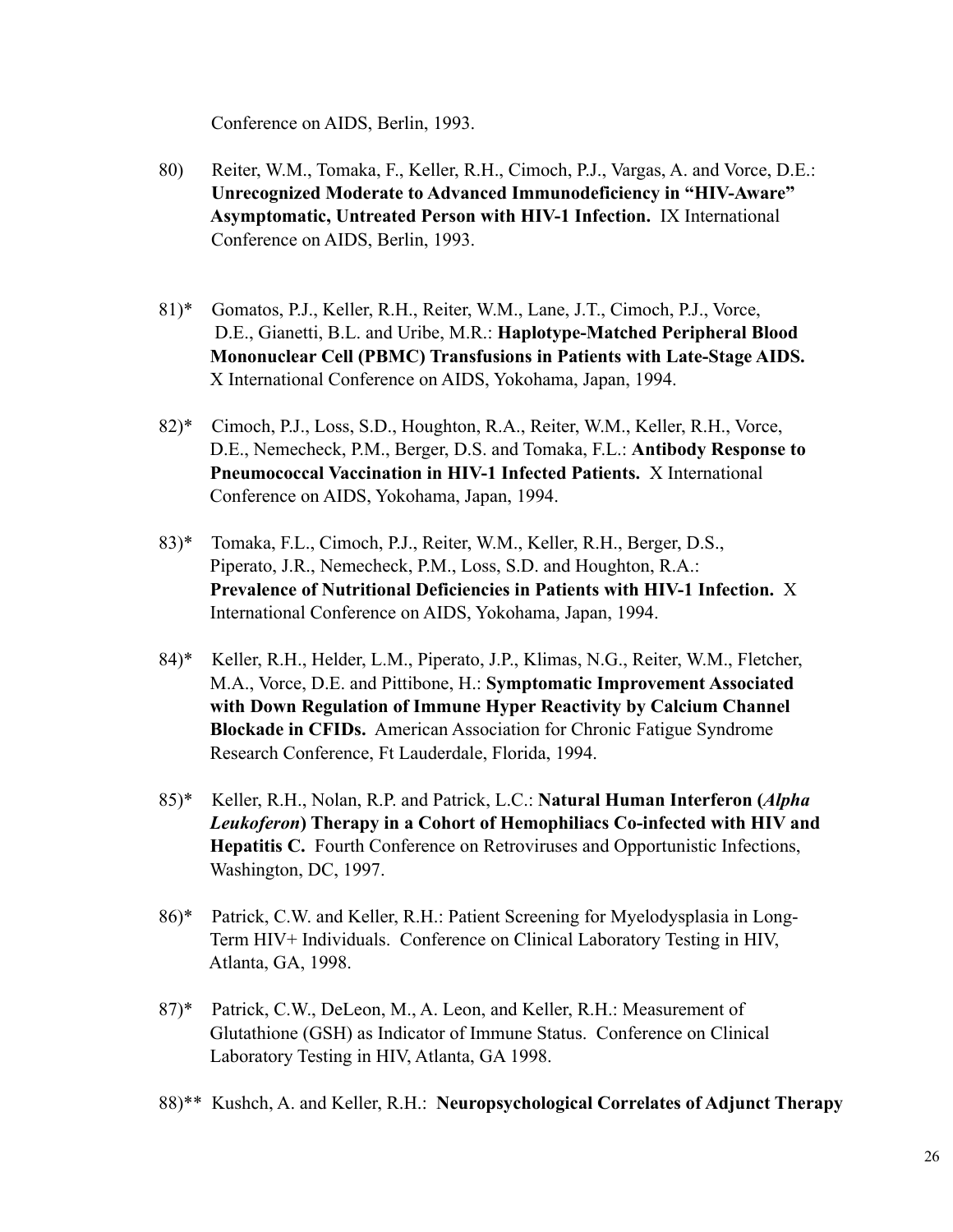Conference on AIDS, Berlin, 1993.

80) Reiter, W.M., Tomaka, F., Keller, R.H., Cimoch, P.J., Vargas, A. and Vorce, D.E.: **Unrecognized Moderate to Advanced Immunodeficiency in "HIV-Aware" Asymptomatic, Untreated Person with HIV-1 Infection.** IX International Conference on AIDS, Berlin, 1993.

81)* Gomatos, P.J., Keller, R.H., Reiter, W.M., Lane, J.T., Cimoch, P.J., Vorce, D.E., Gianetti, B.L. and Uribe, M.R.: **Haplotype-Matched Peripheral Blood Mononuclear Cell (PBMC) Transfusions in Patients with Late-Stage AIDS.** X International Conference on AIDS, Yokohama, Japan, 1994.

82)* Cimoch, P.J., Loss, S.D., Houghton, R.A., Reiter, W.M., Keller, R.H., Vorce, D.E., Nemecheck, P.M., Berger, D.S. and Tomaka, F.L.: **Antibody Response to Pneumococcal Vaccination in HIV-1 Infected Patients.** X International Conference on AIDS, Yokohama, Japan, 1994.

83)* Tomaka, F.L., Cimoch, P.J., Reiter, W.M., Keller, R.H., Berger, D.S., Piperato, J.R., Nemecheck, P.M., Loss, S.D. and Houghton, R.A.: **Prevalence of Nutritional Deficiencies in Patients with HIV-1 Infection.** X International Conference on AIDS, Yokohama, Japan, 1994.

84)* Keller, R.H., Helder, L.M., Piperato, J.P., Klimas, N.G., Reiter, W.M., Fletcher, M.A., Vorce, D.E. and Pittibone, H.: **Symptomatic Improvement Associated with Down Regulation of Immune Hyper Reactivity by Calcium Channel Blockade in CFIDs.** American Association for Chronic Fatigue Syndrome Research Conference, Ft Lauderdale, Florida, 1994.

85)* Keller, R.H., Nolan, R.P. and Patrick, L.C.: **Natural Human Interferon (*Alpha Leukoferon*) Therapy in a Cohort of Hemophiliacs Co-infected with HIV and Hepatitis C.** Fourth Conference on Retroviruses and Opportunistic Infections, Washington, DC, 1997.

86)* Patrick, C.W. and Keller, R.H.: Patient Screening for Myelodysplasia in Long-Term HIV+ Individuals. Conference on Clinical Laboratory Testing in HIV, Atlanta, GA, 1998.

87)* Patrick, C.W., DeLeon, M., A. Leon, and Keller, R.H.: Measurement of Glutathione (GSH) as Indicator of Immune Status. Conference on Clinical Laboratory Testing in HIV, Atlanta, GA 1998.

88)** Kushch, A. and Keller, R.H.: **Neuropsychological Correlates of Adjunct Therapy**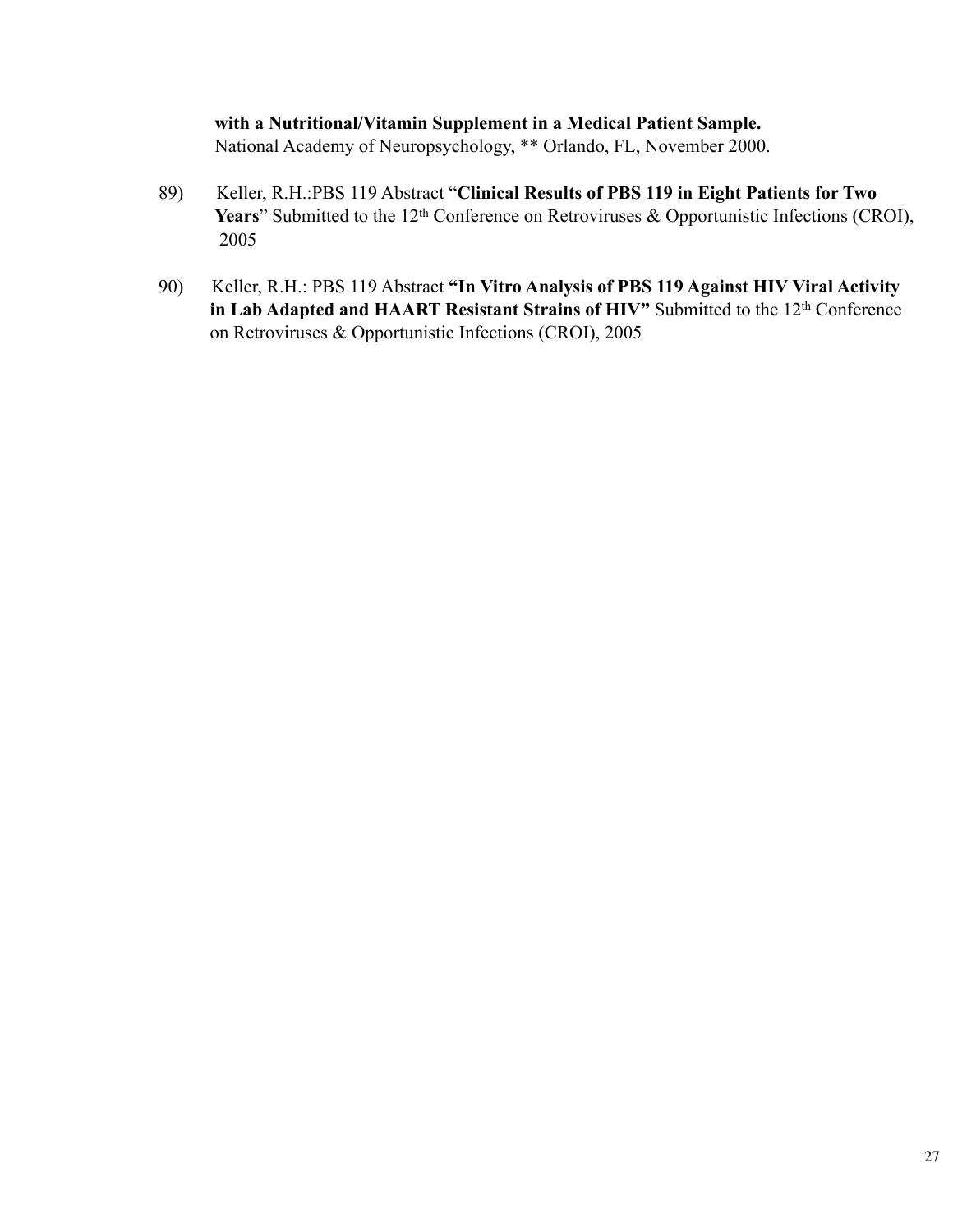**with a Nutritional/Vitamin Supplement in a Medical Patient Sample.**
National Academy of Neuropsychology, ** Orlando, FL, November 2000.

89) Keller, R.H.:PBS 119 Abstract "**Clinical Results of PBS 119 in Eight Patients for Two Years**" Submitted to the 12th Conference on Retroviruses & Opportunistic Infections (CROI), 2005

90) Keller, R.H.: PBS 119 Abstract **"In Vitro Analysis of PBS 119 Against HIV Viral Activity in Lab Adapted and HAART Resistant Strains of HIV"** Submitted to the 12th Conference on Retroviruses & Opportunistic Infections (CROI), 2005